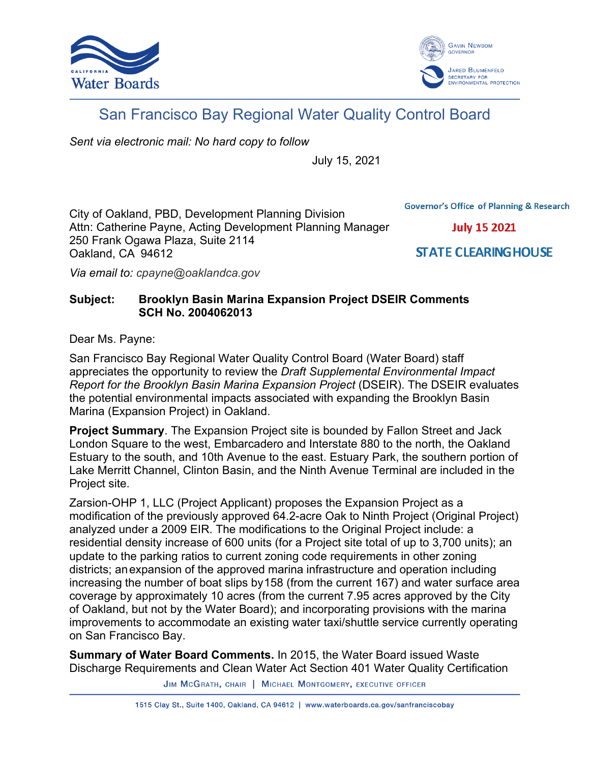California Water Boards

Gavin Newsom, Governor
Jared Blumenfeld, Secretary for Environmental Protection

# San Francisco Bay Regional Water Quality Control Board

*Sent via electronic mail: No hard copy to follow*

July 15, 2021

Governor's Office of Planning & Research

July 15 2021

STATE CLEARINGHOUSE

City of Oakland, PBD, Development Planning Division
Attn: Catherine Payne, Acting Development Planning Manager
250 Frank Ogawa Plaza, Suite 2114
Oakland, CA 94612

*Via email to: cpayne@oaklandca.gov*

**Subject: Brooklyn Basin Marina Expansion Project DSEIR Comments SCH No. 2004062013**

Dear Ms. Payne:

San Francisco Bay Regional Water Quality Control Board (Water Board) staff appreciates the opportunity to review the *Draft Supplemental Environmental Impact Report for the Brooklyn Basin Marina Expansion Project* (DSEIR). The DSEIR evaluates the potential environmental impacts associated with expanding the Brooklyn Basin Marina (Expansion Project) in Oakland.

**Project Summary**. The Expansion Project site is bounded by Fallon Street and Jack London Square to the west, Embarcadero and Interstate 880 to the north, the Oakland Estuary to the south, and 10th Avenue to the east. Estuary Park, the southern portion of Lake Merritt Channel, Clinton Basin, and the Ninth Avenue Terminal are included in the Project site.

Zarsion-OHP 1, LLC (Project Applicant) proposes the Expansion Project as a modification of the previously approved 64.2-acre Oak to Ninth Project (Original Project) analyzed under a 2009 EIR. The modifications to the Original Project include: a residential density increase of 600 units (for a Project site total of up to 3,700 units); an update to the parking ratios to current zoning code requirements in other zoning districts; an expansion of the approved marina infrastructure and operation including increasing the number of boat slips by 158 (from the current 167) and water surface area coverage by approximately 10 acres (from the current 7.95 acres approved by the City of Oakland, but not by the Water Board); and incorporating provisions with the marina improvements to accommodate an existing water taxi/shuttle service currently operating on San Francisco Bay.

**Summary of Water Board Comments.** In 2015, the Water Board issued Waste Discharge Requirements and Clean Water Act Section 401 Water Quality Certification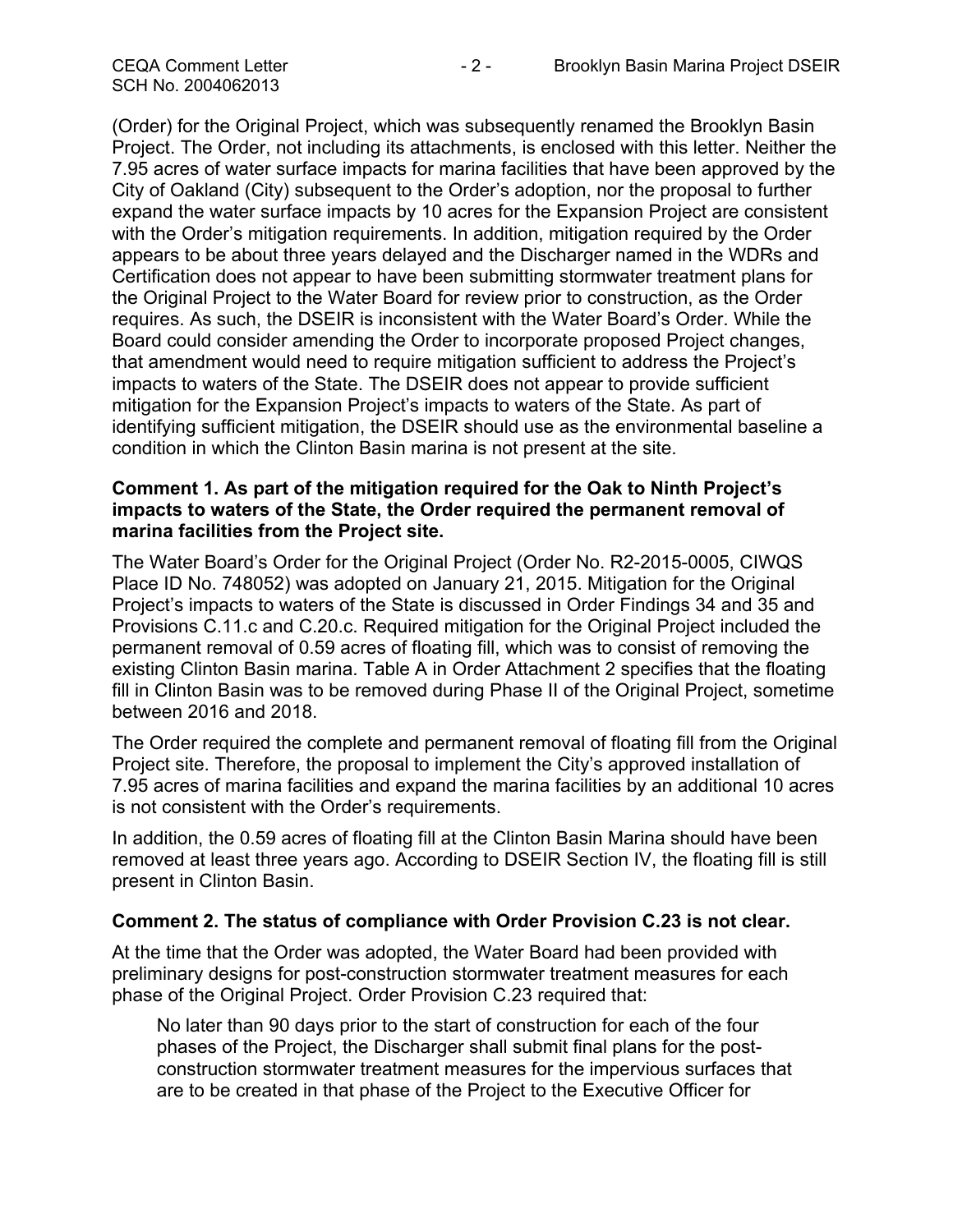(Order) for the Original Project, which was subsequently renamed the Brooklyn Basin Project. The Order, not including its attachments, is enclosed with this letter. Neither the 7.95 acres of water surface impacts for marina facilities that have been approved by the City of Oakland (City) subsequent to the Order's adoption, nor the proposal to further expand the water surface impacts by 10 acres for the Expansion Project are consistent with the Order's mitigation requirements. In addition, mitigation required by the Order appears to be about three years delayed and the Discharger named in the WDRs and Certification does not appear to have been submitting stormwater treatment plans for the Original Project to the Water Board for review prior to construction, as the Order requires. As such, the DSEIR is inconsistent with the Water Board's Order. While the Board could consider amending the Order to incorporate proposed Project changes, that amendment would need to require mitigation sufficient to address the Project's impacts to waters of the State. The DSEIR does not appear to provide sufficient mitigation for the Expansion Project's impacts to waters of the State. As part of identifying sufficient mitigation, the DSEIR should use as the environmental baseline a condition in which the Clinton Basin marina is not present at the site.

**Comment 1. As part of the mitigation required for the Oak to Ninth Project's impacts to waters of the State, the Order required the permanent removal of marina facilities from the Project site.**

The Water Board's Order for the Original Project (Order No. R2-2015-0005, CIWQS Place ID No. 748052) was adopted on January 21, 2015. Mitigation for the Original Project's impacts to waters of the State is discussed in Order Findings 34 and 35 and Provisions C.11.c and C.20.c. Required mitigation for the Original Project included the permanent removal of 0.59 acres of floating fill, which was to consist of removing the existing Clinton Basin marina. Table A in Order Attachment 2 specifies that the floating fill in Clinton Basin was to be removed during Phase II of the Original Project, sometime between 2016 and 2018.

The Order required the complete and permanent removal of floating fill from the Original Project site. Therefore, the proposal to implement the City's approved installation of 7.95 acres of marina facilities and expand the marina facilities by an additional 10 acres is not consistent with the Order's requirements.

In addition, the 0.59 acres of floating fill at the Clinton Basin Marina should have been removed at least three years ago. According to DSEIR Section IV, the floating fill is still present in Clinton Basin.

**Comment 2. The status of compliance with Order Provision C.23 is not clear.**

At the time that the Order was adopted, the Water Board had been provided with preliminary designs for post-construction stormwater treatment measures for each phase of the Original Project. Order Provision C.23 required that:

> No later than 90 days prior to the start of construction for each of the four phases of the Project, the Discharger shall submit final plans for the post-construction stormwater treatment measures for the impervious surfaces that are to be created in that phase of the Project to the Executive Officer for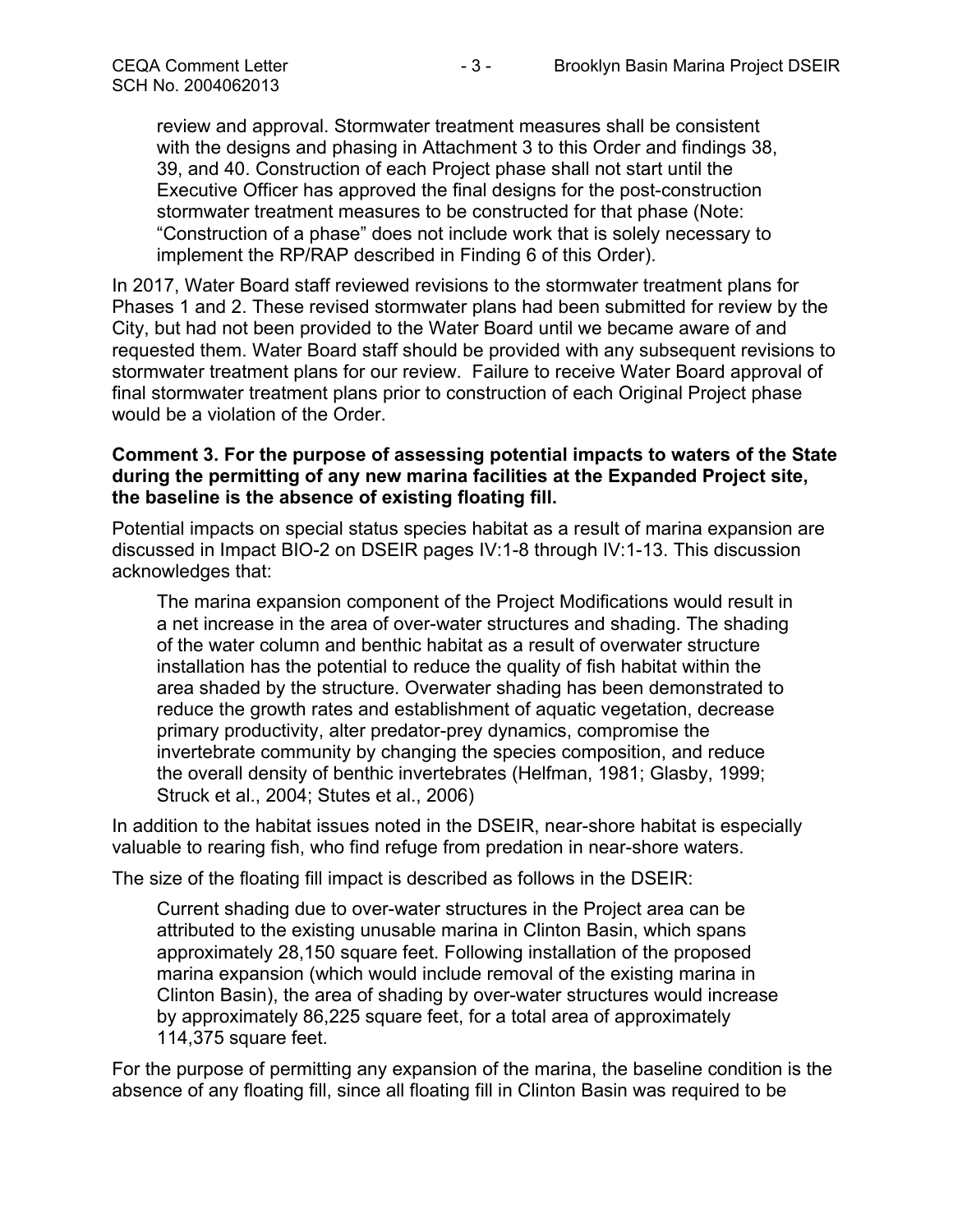> review and approval. Stormwater treatment measures shall be consistent with the designs and phasing in Attachment 3 to this Order and findings 38, 39, and 40. Construction of each Project phase shall not start until the Executive Officer has approved the final designs for the post-construction stormwater treatment measures to be constructed for that phase (Note: "Construction of a phase" does not include work that is solely necessary to implement the RP/RAP described in Finding 6 of this Order).

In 2017, Water Board staff reviewed revisions to the stormwater treatment plans for Phases 1 and 2. These revised stormwater plans had been submitted for review by the City, but had not been provided to the Water Board until we became aware of and requested them. Water Board staff should be provided with any subsequent revisions to stormwater treatment plans for our review. Failure to receive Water Board approval of final stormwater treatment plans prior to construction of each Original Project phase would be a violation of the Order.

**Comment 3. For the purpose of assessing potential impacts to waters of the State during the permitting of any new marina facilities at the Expanded Project site, the baseline is the absence of existing floating fill.**

Potential impacts on special status species habitat as a result of marina expansion are discussed in Impact BIO-2 on DSEIR pages IV:1-8 through IV:1-13. This discussion acknowledges that:

> The marina expansion component of the Project Modifications would result in a net increase in the area of over-water structures and shading. The shading of the water column and benthic habitat as a result of overwater structure installation has the potential to reduce the quality of fish habitat within the area shaded by the structure. Overwater shading has been demonstrated to reduce the growth rates and establishment of aquatic vegetation, decrease primary productivity, alter predator-prey dynamics, compromise the invertebrate community by changing the species composition, and reduce the overall density of benthic invertebrates (Helfman, 1981; Glasby, 1999; Struck et al., 2004; Stutes et al., 2006)

In addition to the habitat issues noted in the DSEIR, near-shore habitat is especially valuable to rearing fish, who find refuge from predation in near-shore waters.

The size of the floating fill impact is described as follows in the DSEIR:

> Current shading due to over-water structures in the Project area can be attributed to the existing unusable marina in Clinton Basin, which spans approximately 28,150 square feet. Following installation of the proposed marina expansion (which would include removal of the existing marina in Clinton Basin), the area of shading by over-water structures would increase by approximately 86,225 square feet, for a total area of approximately 114,375 square feet.

For the purpose of permitting any expansion of the marina, the baseline condition is the absence of any floating fill, since all floating fill in Clinton Basin was required to be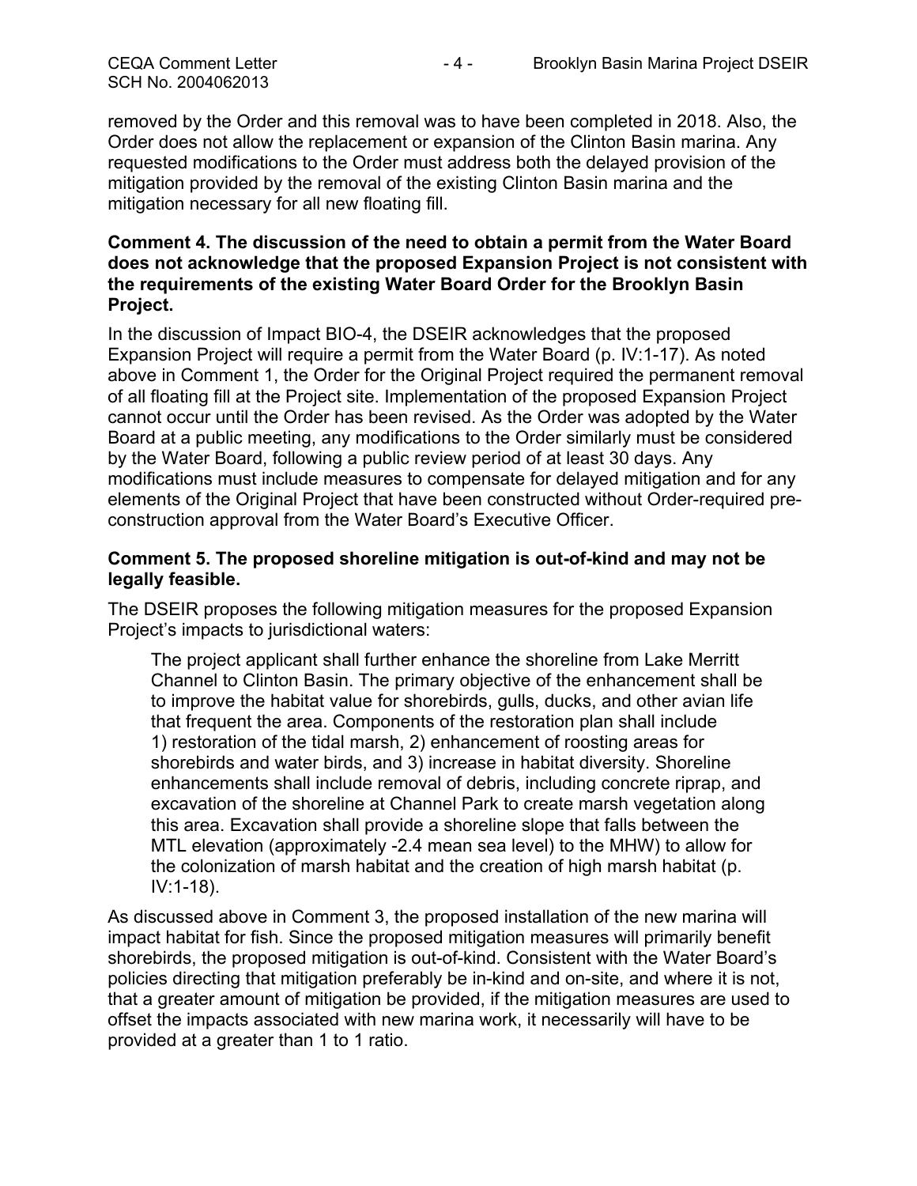removed by the Order and this removal was to have been completed in 2018. Also, the Order does not allow the replacement or expansion of the Clinton Basin marina. Any requested modifications to the Order must address both the delayed provision of the mitigation provided by the removal of the existing Clinton Basin marina and the mitigation necessary for all new floating fill.

**Comment 4. The discussion of the need to obtain a permit from the Water Board does not acknowledge that the proposed Expansion Project is not consistent with the requirements of the existing Water Board Order for the Brooklyn Basin Project.**

In the discussion of Impact BIO-4, the DSEIR acknowledges that the proposed Expansion Project will require a permit from the Water Board (p. IV:1-17). As noted above in Comment 1, the Order for the Original Project required the permanent removal of all floating fill at the Project site. Implementation of the proposed Expansion Project cannot occur until the Order has been revised. As the Order was adopted by the Water Board at a public meeting, any modifications to the Order similarly must be considered by the Water Board, following a public review period of at least 30 days. Any modifications must include measures to compensate for delayed mitigation and for any elements of the Original Project that have been constructed without Order-required pre-construction approval from the Water Board's Executive Officer.

**Comment 5. The proposed shoreline mitigation is out-of-kind and may not be legally feasible.**

The DSEIR proposes the following mitigation measures for the proposed Expansion Project's impacts to jurisdictional waters:

> The project applicant shall further enhance the shoreline from Lake Merritt Channel to Clinton Basin. The primary objective of the enhancement shall be to improve the habitat value for shorebirds, gulls, ducks, and other avian life that frequent the area. Components of the restoration plan shall include 1) restoration of the tidal marsh, 2) enhancement of roosting areas for shorebirds and water birds, and 3) increase in habitat diversity. Shoreline enhancements shall include removal of debris, including concrete riprap, and excavation of the shoreline at Channel Park to create marsh vegetation along this area. Excavation shall provide a shoreline slope that falls between the MTL elevation (approximately -2.4 mean sea level) to the MHW) to allow for the colonization of marsh habitat and the creation of high marsh habitat (p. IV:1-18).

As discussed above in Comment 3, the proposed installation of the new marina will impact habitat for fish. Since the proposed mitigation measures will primarily benefit shorebirds, the proposed mitigation is out-of-kind. Consistent with the Water Board's policies directing that mitigation preferably be in-kind and on-site, and where it is not, that a greater amount of mitigation be provided, if the mitigation measures are used to offset the impacts associated with new marina work, it necessarily will have to be provided at a greater than 1 to 1 ratio.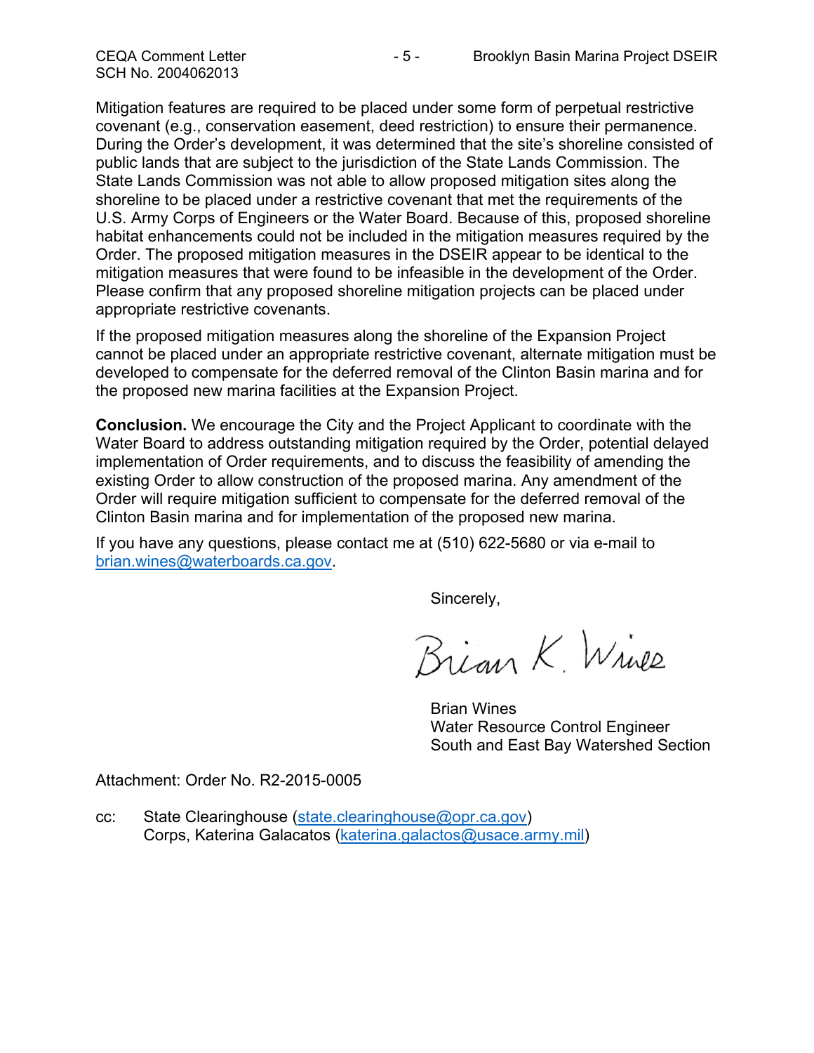Mitigation features are required to be placed under some form of perpetual restrictive covenant (e.g., conservation easement, deed restriction) to ensure their permanence. During the Order's development, it was determined that the site's shoreline consisted of public lands that are subject to the jurisdiction of the State Lands Commission. The State Lands Commission was not able to allow proposed mitigation sites along the shoreline to be placed under a restrictive covenant that met the requirements of the U.S. Army Corps of Engineers or the Water Board. Because of this, proposed shoreline habitat enhancements could not be included in the mitigation measures required by the Order. The proposed mitigation measures in the DSEIR appear to be identical to the mitigation measures that were found to be infeasible in the development of the Order. Please confirm that any proposed shoreline mitigation projects can be placed under appropriate restrictive covenants.

If the proposed mitigation measures along the shoreline of the Expansion Project cannot be placed under an appropriate restrictive covenant, alternate mitigation must be developed to compensate for the deferred removal of the Clinton Basin marina and for the proposed new marina facilities at the Expansion Project.

**Conclusion.** We encourage the City and the Project Applicant to coordinate with the Water Board to address outstanding mitigation required by the Order, potential delayed implementation of Order requirements, and to discuss the feasibility of amending the existing Order to allow construction of the proposed marina. Any amendment of the Order will require mitigation sufficient to compensate for the deferred removal of the Clinton Basin marina and for implementation of the proposed new marina.

If you have any questions, please contact me at (510) 622-5680 or via e-mail to brian.wines@waterboards.ca.gov.

Sincerely,

Brian K. Wines

Brian Wines
Water Resource Control Engineer
South and East Bay Watershed Section

Attachment: Order No. R2-2015-0005

cc: State Clearinghouse (state.clearinghouse@opr.ca.gov)
Corps, Katerina Galacatos (katerina.galactos@usace.army.mil)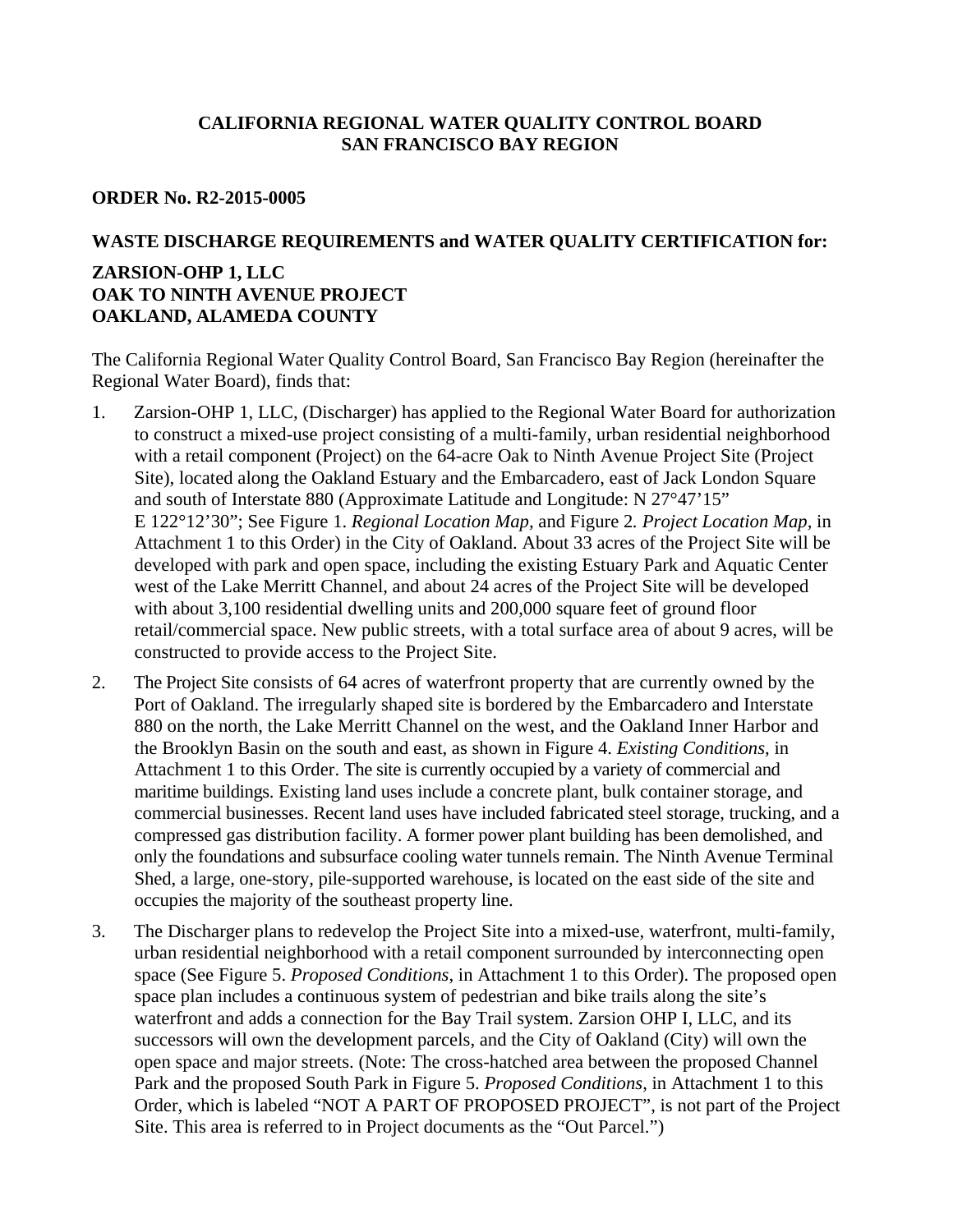**CALIFORNIA REGIONAL WATER QUALITY CONTROL BOARD**
**SAN FRANCISCO BAY REGION**

**ORDER No. R2-2015-0005**

**WASTE DISCHARGE REQUIREMENTS and WATER QUALITY CERTIFICATION for:**

**ZARSION-OHP 1, LLC**
**OAK TO NINTH AVENUE PROJECT**
**OAKLAND, ALAMEDA COUNTY**

The California Regional Water Quality Control Board, San Francisco Bay Region (hereinafter the Regional Water Board), finds that:

1. Zarsion-OHP 1, LLC, (Discharger) has applied to the Regional Water Board for authorization to construct a mixed-use project consisting of a multi-family, urban residential neighborhood with a retail component (Project) on the 64-acre Oak to Ninth Avenue Project Site (Project Site), located along the Oakland Estuary and the Embarcadero, east of Jack London Square and south of Interstate 880 (Approximate Latitude and Longitude: N 27°47'15" E 122°12'30"; See Figure 1. *Regional Location Map,* and Figure 2*. Project Location Map,* in Attachment 1 to this Order) in the City of Oakland. About 33 acres of the Project Site will be developed with park and open space, including the existing Estuary Park and Aquatic Center west of the Lake Merritt Channel, and about 24 acres of the Project Site will be developed with about 3,100 residential dwelling units and 200,000 square feet of ground floor retail/commercial space. New public streets, with a total surface area of about 9 acres, will be constructed to provide access to the Project Site.

2. The Project Site consists of 64 acres of waterfront property that are currently owned by the Port of Oakland. The irregularly shaped site is bordered by the Embarcadero and Interstate 880 on the north, the Lake Merritt Channel on the west, and the Oakland Inner Harbor and the Brooklyn Basin on the south and east, as shown in Figure 4. *Existing Conditions*, in Attachment 1 to this Order. The site is currently occupied by a variety of commercial and maritime buildings. Existing land uses include a concrete plant, bulk container storage, and commercial businesses. Recent land uses have included fabricated steel storage, trucking, and a compressed gas distribution facility. A former power plant building has been demolished, and only the foundations and subsurface cooling water tunnels remain. The Ninth Avenue Terminal Shed, a large, one-story, pile-supported warehouse, is located on the east side of the site and occupies the majority of the southeast property line.

3. The Discharger plans to redevelop the Project Site into a mixed-use, waterfront, multi-family, urban residential neighborhood with a retail component surrounded by interconnecting open space (See Figure 5. *Proposed Conditions*, in Attachment 1 to this Order). The proposed open space plan includes a continuous system of pedestrian and bike trails along the site's waterfront and adds a connection for the Bay Trail system. Zarsion OHP I, LLC, and its successors will own the development parcels, and the City of Oakland (City) will own the open space and major streets. (Note: The cross-hatched area between the proposed Channel Park and the proposed South Park in Figure 5. *Proposed Conditions*, in Attachment 1 to this Order, which is labeled "NOT A PART OF PROPOSED PROJECT", is not part of the Project Site. This area is referred to in Project documents as the "Out Parcel.")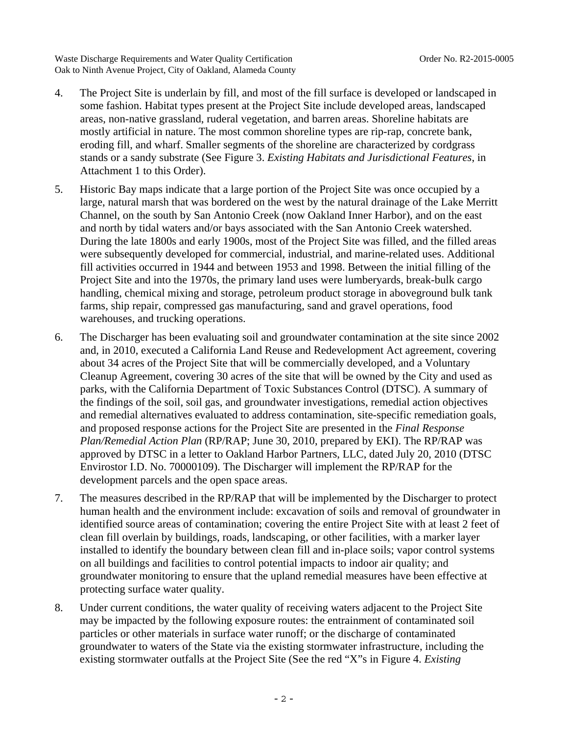4. The Project Site is underlain by fill, and most of the fill surface is developed or landscaped in some fashion. Habitat types present at the Project Site include developed areas, landscaped areas, non-native grassland, ruderal vegetation, and barren areas. Shoreline habitats are mostly artificial in nature. The most common shoreline types are rip-rap, concrete bank, eroding fill, and wharf. Smaller segments of the shoreline are characterized by cordgrass stands or a sandy substrate (See Figure 3. *Existing Habitats and Jurisdictional Features*, in Attachment 1 to this Order).

5. Historic Bay maps indicate that a large portion of the Project Site was once occupied by a large, natural marsh that was bordered on the west by the natural drainage of the Lake Merritt Channel, on the south by San Antonio Creek (now Oakland Inner Harbor), and on the east and north by tidal waters and/or bays associated with the San Antonio Creek watershed. During the late 1800s and early 1900s, most of the Project Site was filled, and the filled areas were subsequently developed for commercial, industrial, and marine-related uses. Additional fill activities occurred in 1944 and between 1953 and 1998. Between the initial filling of the Project Site and into the 1970s, the primary land uses were lumberyards, break-bulk cargo handling, chemical mixing and storage, petroleum product storage in aboveground bulk tank farms, ship repair, compressed gas manufacturing, sand and gravel operations, food warehouses, and trucking operations.

6. The Discharger has been evaluating soil and groundwater contamination at the site since 2002 and, in 2010, executed a California Land Reuse and Redevelopment Act agreement, covering about 34 acres of the Project Site that will be commercially developed, and a Voluntary Cleanup Agreement, covering 30 acres of the site that will be owned by the City and used as parks, with the California Department of Toxic Substances Control (DTSC). A summary of the findings of the soil, soil gas, and groundwater investigations, remedial action objectives and remedial alternatives evaluated to address contamination, site-specific remediation goals, and proposed response actions for the Project Site are presented in the *Final Response Plan/Remedial Action Plan* (RP/RAP; June 30, 2010, prepared by EKI). The RP/RAP was approved by DTSC in a letter to Oakland Harbor Partners, LLC, dated July 20, 2010 (DTSC Envirostor I.D. No. 70000109). The Discharger will implement the RP/RAP for the development parcels and the open space areas.

7. The measures described in the RP/RAP that will be implemented by the Discharger to protect human health and the environment include: excavation of soils and removal of groundwater in identified source areas of contamination; covering the entire Project Site with at least 2 feet of clean fill overlain by buildings, roads, landscaping, or other facilities, with a marker layer installed to identify the boundary between clean fill and in-place soils; vapor control systems on all buildings and facilities to control potential impacts to indoor air quality; and groundwater monitoring to ensure that the upland remedial measures have been effective at protecting surface water quality.

8. Under current conditions, the water quality of receiving waters adjacent to the Project Site may be impacted by the following exposure routes: the entrainment of contaminated soil particles or other materials in surface water runoff; or the discharge of contaminated groundwater to waters of the State via the existing stormwater infrastructure, including the existing stormwater outfalls at the Project Site (See the red "X"s in Figure 4. *Existing*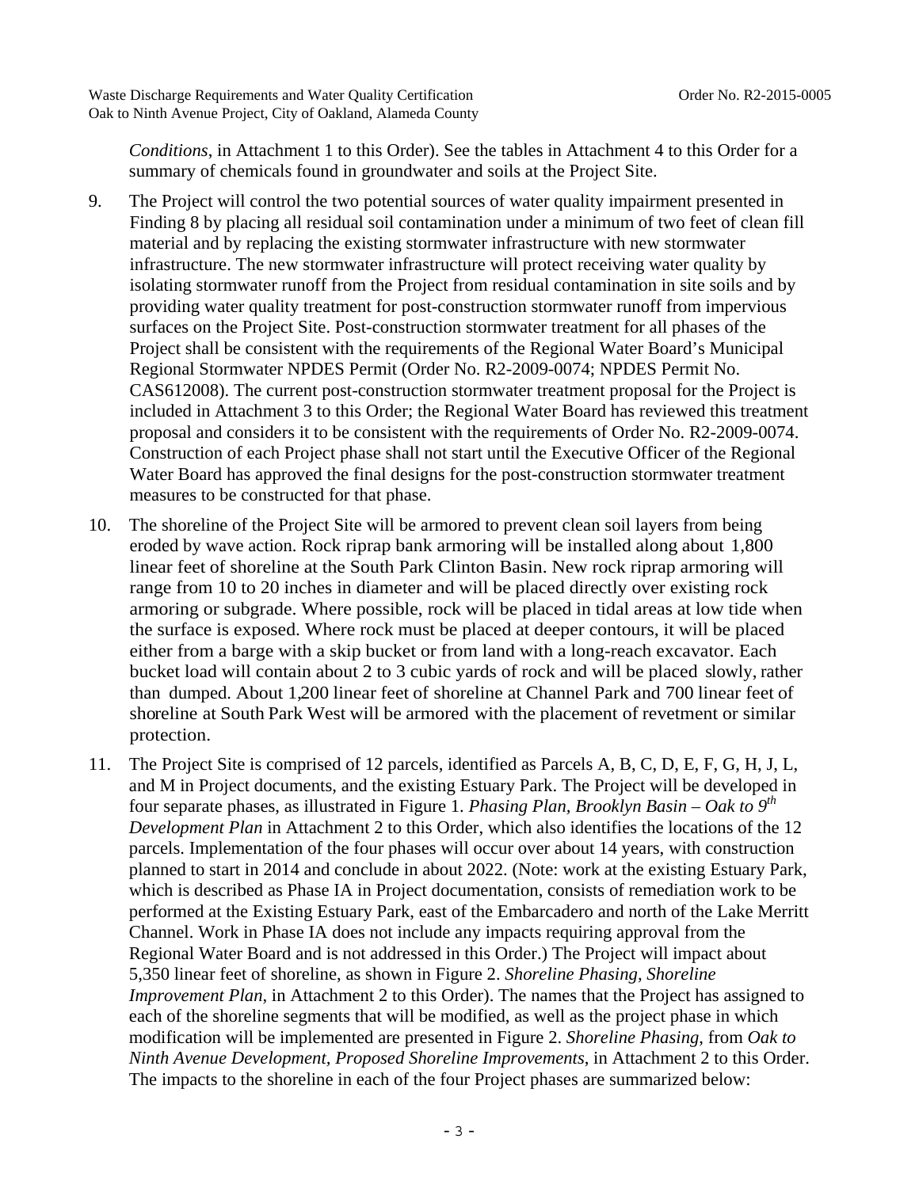*Conditions*, in Attachment 1 to this Order). See the tables in Attachment 4 to this Order for a summary of chemicals found in groundwater and soils at the Project Site.

9. The Project will control the two potential sources of water quality impairment presented in Finding 8 by placing all residual soil contamination under a minimum of two feet of clean fill material and by replacing the existing stormwater infrastructure with new stormwater infrastructure. The new stormwater infrastructure will protect receiving water quality by isolating stormwater runoff from the Project from residual contamination in site soils and by providing water quality treatment for post-construction stormwater runoff from impervious surfaces on the Project Site. Post-construction stormwater treatment for all phases of the Project shall be consistent with the requirements of the Regional Water Board's Municipal Regional Stormwater NPDES Permit (Order No. R2-2009-0074; NPDES Permit No. CAS612008). The current post-construction stormwater treatment proposal for the Project is included in Attachment 3 to this Order; the Regional Water Board has reviewed this treatment proposal and considers it to be consistent with the requirements of Order No. R2-2009-0074. Construction of each Project phase shall not start until the Executive Officer of the Regional Water Board has approved the final designs for the post-construction stormwater treatment measures to be constructed for that phase.

10. The shoreline of the Project Site will be armored to prevent clean soil layers from being eroded by wave action. Rock riprap bank armoring will be installed along about 1,800 linear feet of shoreline at the South Park Clinton Basin. New rock riprap armoring will range from 10 to 20 inches in diameter and will be placed directly over existing rock armoring or subgrade. Where possible, rock will be placed in tidal areas at low tide when the surface is exposed. Where rock must be placed at deeper contours, it will be placed either from a barge with a skip bucket or from land with a long-reach excavator. Each bucket load will contain about 2 to 3 cubic yards of rock and will be placed slowly, rather than dumped. About 1,200 linear feet of shoreline at Channel Park and 700 linear feet of shoreline at South Park West will be armored with the placement of revetment or similar protection.

11. The Project Site is comprised of 12 parcels, identified as Parcels A, B, C, D, E, F, G, H, J, L, and M in Project documents, and the existing Estuary Park. The Project will be developed in four separate phases, as illustrated in Figure 1. *Phasing Plan, Brooklyn Basin – Oak to 9th Development Plan* in Attachment 2 to this Order, which also identifies the locations of the 12 parcels. Implementation of the four phases will occur over about 14 years, with construction planned to start in 2014 and conclude in about 2022. (Note: work at the existing Estuary Park, which is described as Phase IA in Project documentation, consists of remediation work to be performed at the Existing Estuary Park, east of the Embarcadero and north of the Lake Merritt Channel. Work in Phase IA does not include any impacts requiring approval from the Regional Water Board and is not addressed in this Order.) The Project will impact about 5,350 linear feet of shoreline, as shown in Figure 2. *Shoreline Phasing, Shoreline Improvement Plan*, in Attachment 2 to this Order). The names that the Project has assigned to each of the shoreline segments that will be modified, as well as the project phase in which modification will be implemented are presented in Figure 2. *Shoreline Phasing*, from *Oak to Ninth Avenue Development, Proposed Shoreline Improvements*, in Attachment 2 to this Order. The impacts to the shoreline in each of the four Project phases are summarized below: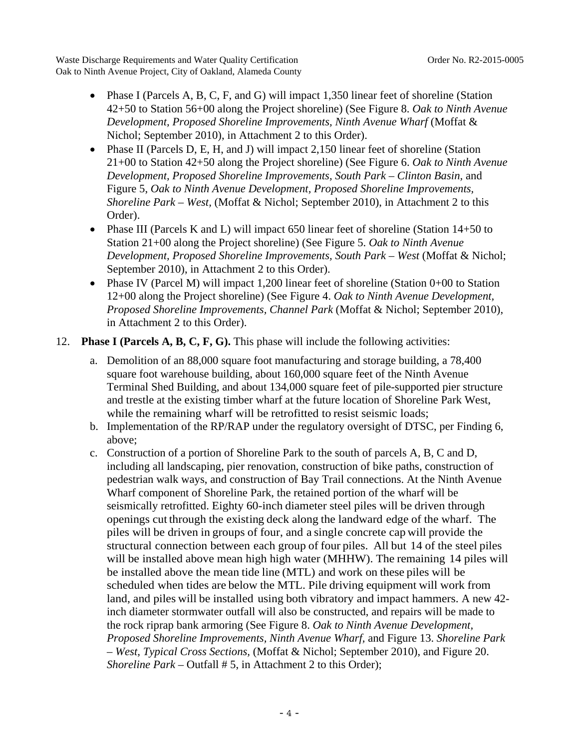- Phase I (Parcels A, B, C, F, and G) will impact 1,350 linear feet of shoreline (Station 42+50 to Station 56+00 along the Project shoreline) (See Figure 8. *Oak to Ninth Avenue Development, Proposed Shoreline Improvements, Ninth Avenue Wharf* (Moffat & Nichol; September 2010), in Attachment 2 to this Order).
- Phase II (Parcels D, E, H, and J) will impact 2,150 linear feet of shoreline (Station 21+00 to Station 42+50 along the Project shoreline) (See Figure 6. *Oak to Ninth Avenue Development, Proposed Shoreline Improvements, South Park – Clinton Basin,* and Figure 5, *Oak to Ninth Avenue Development, Proposed Shoreline Improvements, Shoreline Park – West,* (Moffat & Nichol; September 2010), in Attachment 2 to this Order).
- Phase III (Parcels K and L) will impact 650 linear feet of shoreline (Station 14+50 to Station 21+00 along the Project shoreline) (See Figure 5. *Oak to Ninth Avenue Development, Proposed Shoreline Improvements, South Park – West* (Moffat & Nichol; September 2010), in Attachment 2 to this Order).
- Phase IV (Parcel M) will impact 1,200 linear feet of shoreline (Station 0+00 to Station 12+00 along the Project shoreline) (See Figure 4. *Oak to Ninth Avenue Development, Proposed Shoreline Improvements, Channel Park* (Moffat & Nichol; September 2010), in Attachment 2 to this Order).

12. **Phase I (Parcels A, B, C, F, G).** This phase will include the following activities:

    a. Demolition of an 88,000 square foot manufacturing and storage building, a 78,400 square foot warehouse building, about 160,000 square feet of the Ninth Avenue Terminal Shed Building, and about 134,000 square feet of pile-supported pier structure and trestle at the existing timber wharf at the future location of Shoreline Park West, while the remaining wharf will be retrofitted to resist seismic loads;

    b. Implementation of the RP/RAP under the regulatory oversight of DTSC, per Finding 6, above;

    c. Construction of a portion of Shoreline Park to the south of parcels A, B, C and D, including all landscaping, pier renovation, construction of bike paths, construction of pedestrian walk ways, and construction of Bay Trail connections. At the Ninth Avenue Wharf component of Shoreline Park, the retained portion of the wharf will be seismically retrofitted. Eighty 60-inch diameter steel piles will be driven through openings cut through the existing deck along the landward edge of the wharf. The piles will be driven in groups of four, and a single concrete cap will provide the structural connection between each group of four piles. All but 14 of the steel piles will be installed above mean high high water (MHHW). The remaining 14 piles will be installed above the mean tide line (MTL) and work on these piles will be scheduled when tides are below the MTL. Pile driving equipment will work from land, and piles will be installed using both vibratory and impact hammers. A new 42-inch diameter stormwater outfall will also be constructed, and repairs will be made to the rock riprap bank armoring (See Figure 8. *Oak to Ninth Avenue Development, Proposed Shoreline Improvements, Ninth Avenue Wharf,* and Figure 13. *Shoreline Park – West, Typical Cross Sections,* (Moffat & Nichol; September 2010), and Figure 20. *Shoreline Park* – Outfall # 5, in Attachment 2 to this Order);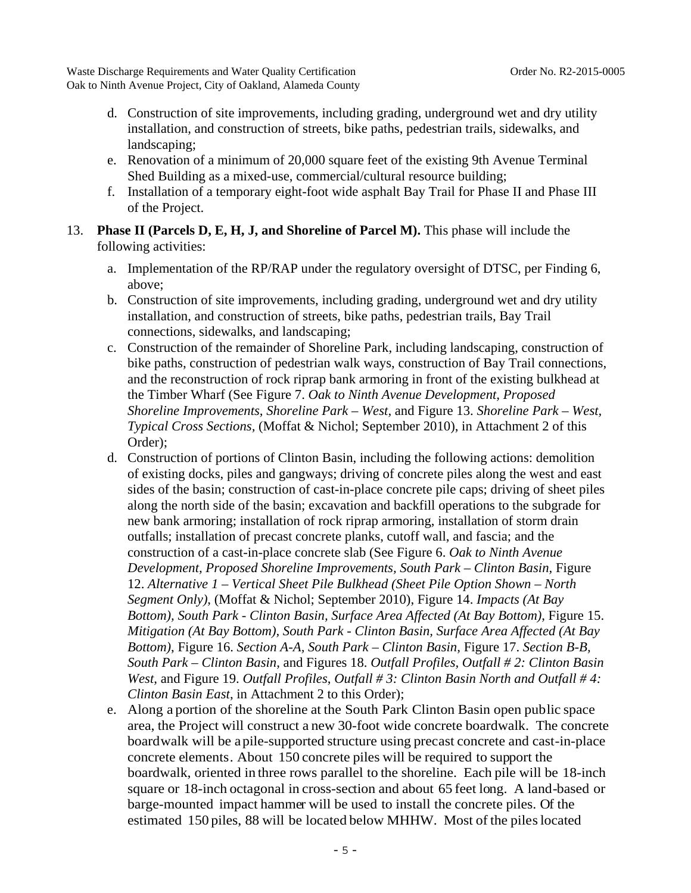d. Construction of site improvements, including grading, underground wet and dry utility installation, and construction of streets, bike paths, pedestrian trails, sidewalks, and landscaping;

e. Renovation of a minimum of 20,000 square feet of the existing 9th Avenue Terminal Shed Building as a mixed-use, commercial/cultural resource building;

f. Installation of a temporary eight-foot wide asphalt Bay Trail for Phase II and Phase III of the Project.

13. **Phase II (Parcels D, E, H, J, and Shoreline of Parcel M).** This phase will include the following activities:

    a. Implementation of the RP/RAP under the regulatory oversight of DTSC, per Finding 6, above;

    b. Construction of site improvements, including grading, underground wet and dry utility installation, and construction of streets, bike paths, pedestrian trails, Bay Trail connections, sidewalks, and landscaping;

    c. Construction of the remainder of Shoreline Park, including landscaping, construction of bike paths, construction of pedestrian walk ways, construction of Bay Trail connections, and the reconstruction of rock riprap bank armoring in front of the existing bulkhead at the Timber Wharf (See Figure 7. *Oak to Ninth Avenue Development, Proposed Shoreline Improvements, Shoreline Park – West,* and Figure 13. *Shoreline Park – West, Typical Cross Sections,* (Moffat & Nichol; September 2010), in Attachment 2 of this Order);

    d. Construction of portions of Clinton Basin, including the following actions: demolition of existing docks, piles and gangways; driving of concrete piles along the west and east sides of the basin; construction of cast-in-place concrete pile caps; driving of sheet piles along the north side of the basin; excavation and backfill operations to the subgrade for new bank armoring; installation of rock riprap armoring, installation of storm drain outfalls; installation of precast concrete planks, cutoff wall, and fascia; and the construction of a cast-in-place concrete slab (See Figure 6. *Oak to Ninth Avenue Development, Proposed Shoreline Improvements, South Park – Clinton Basin,* Figure 12. *Alternative 1 – Vertical Sheet Pile Bulkhead (Sheet Pile Option Shown – North Segment Only),* (Moffat & Nichol; September 2010), Figure 14. *Impacts (At Bay Bottom), South Park - Clinton Basin, Surface Area Affected (At Bay Bottom),* Figure 15. *Mitigation (At Bay Bottom), South Park - Clinton Basin, Surface Area Affected (At Bay Bottom),* Figure 16. *Section A-A, South Park – Clinton Basin,* Figure 17. *Section B-B, South Park – Clinton Basin,* and Figures 18. *Outfall Profiles, Outfall # 2: Clinton Basin West,* and Figure 19. *Outfall Profiles, Outfall # 3: Clinton Basin North and Outfall # 4: Clinton Basin East,* in Attachment 2 to this Order);

    e. Along a portion of the shoreline at the South Park Clinton Basin open public space area, the Project will construct a new 30-foot wide concrete boardwalk. The concrete boardwalk will be a pile-supported structure using precast concrete and cast-in-place concrete elements. About 150 concrete piles will be required to support the boardwalk, oriented in three rows parallel to the shoreline. Each pile will be 18-inch square or 18-inch octagonal in cross-section and about 65 feet long. A land-based or barge-mounted impact hammer will be used to install the concrete piles. Of the estimated 150 piles, 88 will be located below MHHW. Most of the piles located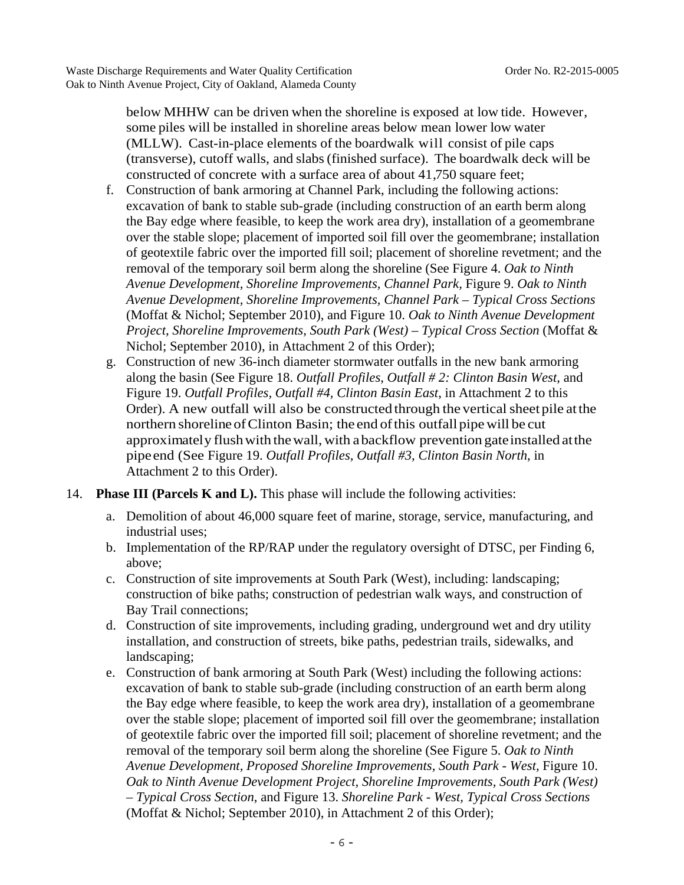below MHHW can be driven when the shoreline is exposed at low tide. However, some piles will be installed in shoreline areas below mean lower low water (MLLW). Cast-in-place elements of the boardwalk will consist of pile caps (transverse), cutoff walls, and slabs (finished surface). The boardwalk deck will be constructed of concrete with a surface area of about 41,750 square feet;

f. Construction of bank armoring at Channel Park, including the following actions: excavation of bank to stable sub-grade (including construction of an earth berm along the Bay edge where feasible, to keep the work area dry), installation of a geomembrane over the stable slope; placement of imported soil fill over the geomembrane; installation of geotextile fabric over the imported fill soil; placement of shoreline revetment; and the removal of the temporary soil berm along the shoreline (See Figure 4. *Oak to Ninth Avenue Development, Shoreline Improvements, Channel Park,* Figure 9. *Oak to Ninth Avenue Development, Shoreline Improvements, Channel Park – Typical Cross Sections* (Moffat & Nichol; September 2010), and Figure 10. *Oak to Ninth Avenue Development Project, Shoreline Improvements, South Park (West) – Typical Cross Section* (Moffat & Nichol; September 2010), in Attachment 2 of this Order);

g. Construction of new 36-inch diameter stormwater outfalls in the new bank armoring along the basin (See Figure 18. *Outfall Profiles, Outfall # 2: Clinton Basin West*, and Figure 19. *Outfall Profiles, Outfall #4, Clinton Basin East*, in Attachment 2 to this Order). A new outfall will also be constructed through the vertical sheet pile at the northern shoreline of Clinton Basin; the end of this outfall pipe will be cut approximately flush with the wall, with a backflow prevention gate installed at the pipe end (See Figure 19. *Outfall Profiles, Outfall #3, Clinton Basin North*, in Attachment 2 to this Order).

14. **Phase III (Parcels K and L).** This phase will include the following activities:

a. Demolition of about 46,000 square feet of marine, storage, service, manufacturing, and industrial uses;

b. Implementation of the RP/RAP under the regulatory oversight of DTSC, per Finding 6, above;

c. Construction of site improvements at South Park (West), including: landscaping; construction of bike paths; construction of pedestrian walk ways, and construction of Bay Trail connections;

d. Construction of site improvements, including grading, underground wet and dry utility installation, and construction of streets, bike paths, pedestrian trails, sidewalks, and landscaping;

e. Construction of bank armoring at South Park (West) including the following actions: excavation of bank to stable sub-grade (including construction of an earth berm along the Bay edge where feasible, to keep the work area dry), installation of a geomembrane over the stable slope; placement of imported soil fill over the geomembrane; installation of geotextile fabric over the imported fill soil; placement of shoreline revetment; and the removal of the temporary soil berm along the shoreline (See Figure 5. *Oak to Ninth Avenue Development, Proposed Shoreline Improvements, South Park - West,* Figure 10. *Oak to Ninth Avenue Development Project, Shoreline Improvements, South Park (West) – Typical Cross Section,* and Figure 13. *Shoreline Park - West, Typical Cross Sections* (Moffat & Nichol; September 2010), in Attachment 2 of this Order);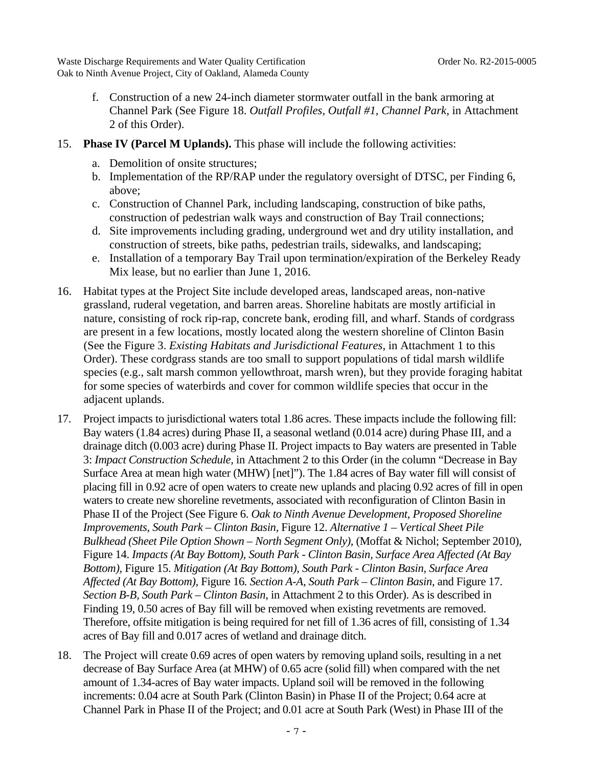f. Construction of a new 24-inch diameter stormwater outfall in the bank armoring at Channel Park (See Figure 18. *Outfall Profiles, Outfall #1, Channel Park*, in Attachment 2 of this Order).

15. **Phase IV (Parcel M Uplands).** This phase will include the following activities:

    a. Demolition of onsite structures;
    b. Implementation of the RP/RAP under the regulatory oversight of DTSC, per Finding 6, above;
    c. Construction of Channel Park, including landscaping, construction of bike paths, construction of pedestrian walk ways and construction of Bay Trail connections;
    d. Site improvements including grading, underground wet and dry utility installation, and construction of streets, bike paths, pedestrian trails, sidewalks, and landscaping;
    e. Installation of a temporary Bay Trail upon termination/expiration of the Berkeley Ready Mix lease, but no earlier than June 1, 2016.

16. Habitat types at the Project Site include developed areas, landscaped areas, non-native grassland, ruderal vegetation, and barren areas. Shoreline habitats are mostly artificial in nature, consisting of rock rip-rap, concrete bank, eroding fill, and wharf. Stands of cordgrass are present in a few locations, mostly located along the western shoreline of Clinton Basin (See the Figure 3. *Existing Habitats and Jurisdictional Features*, in Attachment 1 to this Order). These cordgrass stands are too small to support populations of tidal marsh wildlife species (e.g., salt marsh common yellowthroat, marsh wren), but they provide foraging habitat for some species of waterbirds and cover for common wildlife species that occur in the adjacent uplands.

17. Project impacts to jurisdictional waters total 1.86 acres. These impacts include the following fill: Bay waters (1.84 acres) during Phase II, a seasonal wetland (0.014 acre) during Phase III, and a drainage ditch (0.003 acre) during Phase II. Project impacts to Bay waters are presented in Table 3: *Impact Construction Schedule*, in Attachment 2 to this Order (in the column "Decrease in Bay Surface Area at mean high water (MHW) [net]"). The 1.84 acres of Bay water fill will consist of placing fill in 0.92 acre of open waters to create new uplands and placing 0.92 acres of fill in open waters to create new shoreline revetments, associated with reconfiguration of Clinton Basin in Phase II of the Project (See Figure 6. *Oak to Ninth Avenue Development, Proposed Shoreline Improvements, South Park – Clinton Basin*, Figure 12. *Alternative 1 – Vertical Sheet Pile Bulkhead (Sheet Pile Option Shown – North Segment Only)*, (Moffat & Nichol; September 2010), Figure 14. *Impacts (At Bay Bottom), South Park - Clinton Basin, Surface Area Affected (At Bay Bottom)*, Figure 15. *Mitigation (At Bay Bottom), South Park - Clinton Basin, Surface Area Affected (At Bay Bottom)*, Figure 16*. Section A-A, South Park – Clinton Basin,* and Figure 17. *Section B-B, South Park – Clinton Basin*, in Attachment 2 to this Order). As is described in Finding 19, 0.50 acres of Bay fill will be removed when existing revetments are removed. Therefore, offsite mitigation is being required for net fill of 1.36 acres of fill, consisting of 1.34 acres of Bay fill and 0.017 acres of wetland and drainage ditch.

18. The Project will create 0.69 acres of open waters by removing upland soils, resulting in a net decrease of Bay Surface Area (at MHW) of 0.65 acre (solid fill) when compared with the net amount of 1.34-acres of Bay water impacts. Upland soil will be removed in the following increments: 0.04 acre at South Park (Clinton Basin) in Phase II of the Project; 0.64 acre at Channel Park in Phase II of the Project; and 0.01 acre at South Park (West) in Phase III of the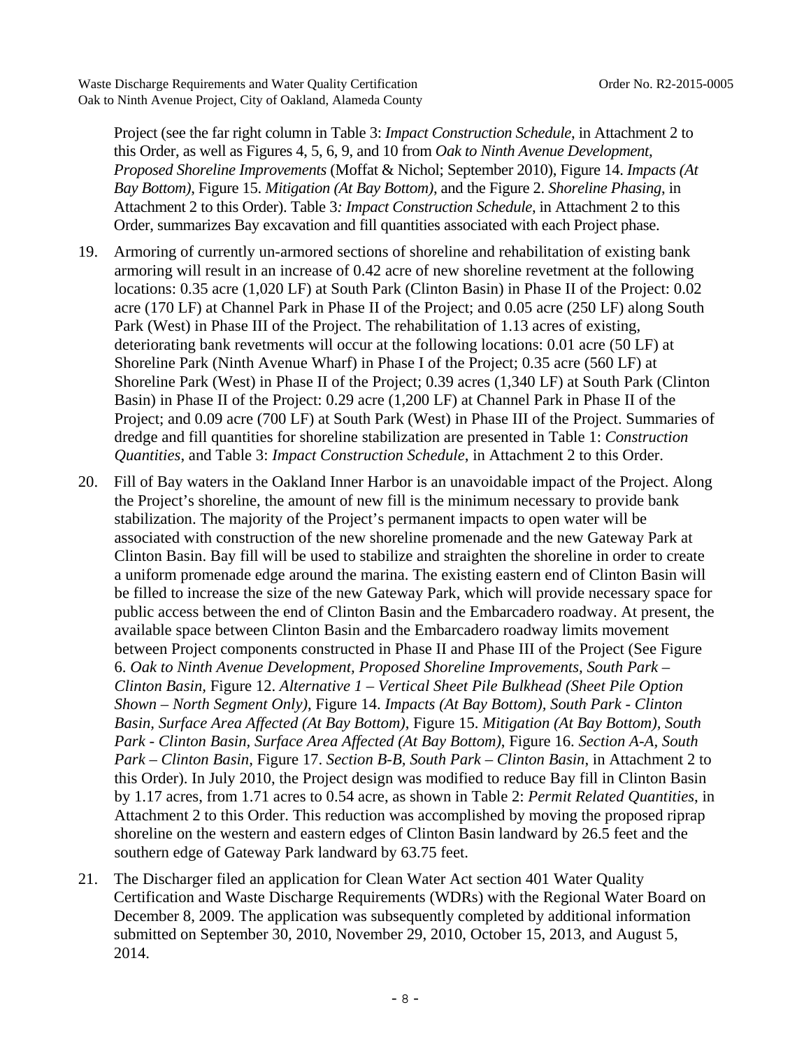Project (see the far right column in Table 3: *Impact Construction Schedule*, in Attachment 2 to this Order, as well as Figures 4, 5, 6, 9, and 10 from *Oak to Ninth Avenue Development, Proposed Shoreline Improvements* (Moffat & Nichol; September 2010), Figure 14. *Impacts (At Bay Bottom)*, Figure 15. *Mitigation (At Bay Bottom)*, and the Figure 2. *Shoreline Phasing*, in Attachment 2 to this Order). Table 3*: Impact Construction Schedule*, in Attachment 2 to this Order, summarizes Bay excavation and fill quantities associated with each Project phase.

19. Armoring of currently un-armored sections of shoreline and rehabilitation of existing bank armoring will result in an increase of 0.42 acre of new shoreline revetment at the following locations: 0.35 acre (1,020 LF) at South Park (Clinton Basin) in Phase II of the Project: 0.02 acre (170 LF) at Channel Park in Phase II of the Project; and 0.05 acre (250 LF) along South Park (West) in Phase III of the Project. The rehabilitation of 1.13 acres of existing, deteriorating bank revetments will occur at the following locations: 0.01 acre (50 LF) at Shoreline Park (Ninth Avenue Wharf) in Phase I of the Project; 0.35 acre (560 LF) at Shoreline Park (West) in Phase II of the Project; 0.39 acres (1,340 LF) at South Park (Clinton Basin) in Phase II of the Project: 0.29 acre (1,200 LF) at Channel Park in Phase II of the Project; and 0.09 acre (700 LF) at South Park (West) in Phase III of the Project. Summaries of dredge and fill quantities for shoreline stabilization are presented in Table 1: *Construction Quantities*, and Table 3: *Impact Construction Schedule*, in Attachment 2 to this Order.

20. Fill of Bay waters in the Oakland Inner Harbor is an unavoidable impact of the Project. Along the Project's shoreline, the amount of new fill is the minimum necessary to provide bank stabilization. The majority of the Project's permanent impacts to open water will be associated with construction of the new shoreline promenade and the new Gateway Park at Clinton Basin. Bay fill will be used to stabilize and straighten the shoreline in order to create a uniform promenade edge around the marina. The existing eastern end of Clinton Basin will be filled to increase the size of the new Gateway Park, which will provide necessary space for public access between the end of Clinton Basin and the Embarcadero roadway. At present, the available space between Clinton Basin and the Embarcadero roadway limits movement between Project components constructed in Phase II and Phase III of the Project (See Figure 6. *Oak to Ninth Avenue Development, Proposed Shoreline Improvements, South Park – Clinton Basin*, Figure 12. *Alternative 1 – Vertical Sheet Pile Bulkhead (Sheet Pile Option Shown – North Segment Only)*, Figure 14. *Impacts (At Bay Bottom), South Park - Clinton Basin, Surface Area Affected (At Bay Bottom)*, Figure 15. *Mitigation (At Bay Bottom), South Park - Clinton Basin, Surface Area Affected (At Bay Bottom)*, Figure 16. *Section A-A, South Park – Clinton Basin*, Figure 17. *Section B-B, South Park – Clinton Basin*, in Attachment 2 to this Order). In July 2010, the Project design was modified to reduce Bay fill in Clinton Basin by 1.17 acres, from 1.71 acres to 0.54 acre, as shown in Table 2: *Permit Related Quantities*, in Attachment 2 to this Order. This reduction was accomplished by moving the proposed riprap shoreline on the western and eastern edges of Clinton Basin landward by 26.5 feet and the southern edge of Gateway Park landward by 63.75 feet.

21. The Discharger filed an application for Clean Water Act section 401 Water Quality Certification and Waste Discharge Requirements (WDRs) with the Regional Water Board on December 8, 2009. The application was subsequently completed by additional information submitted on September 30, 2010, November 29, 2010, October 15, 2013, and August 5, 2014.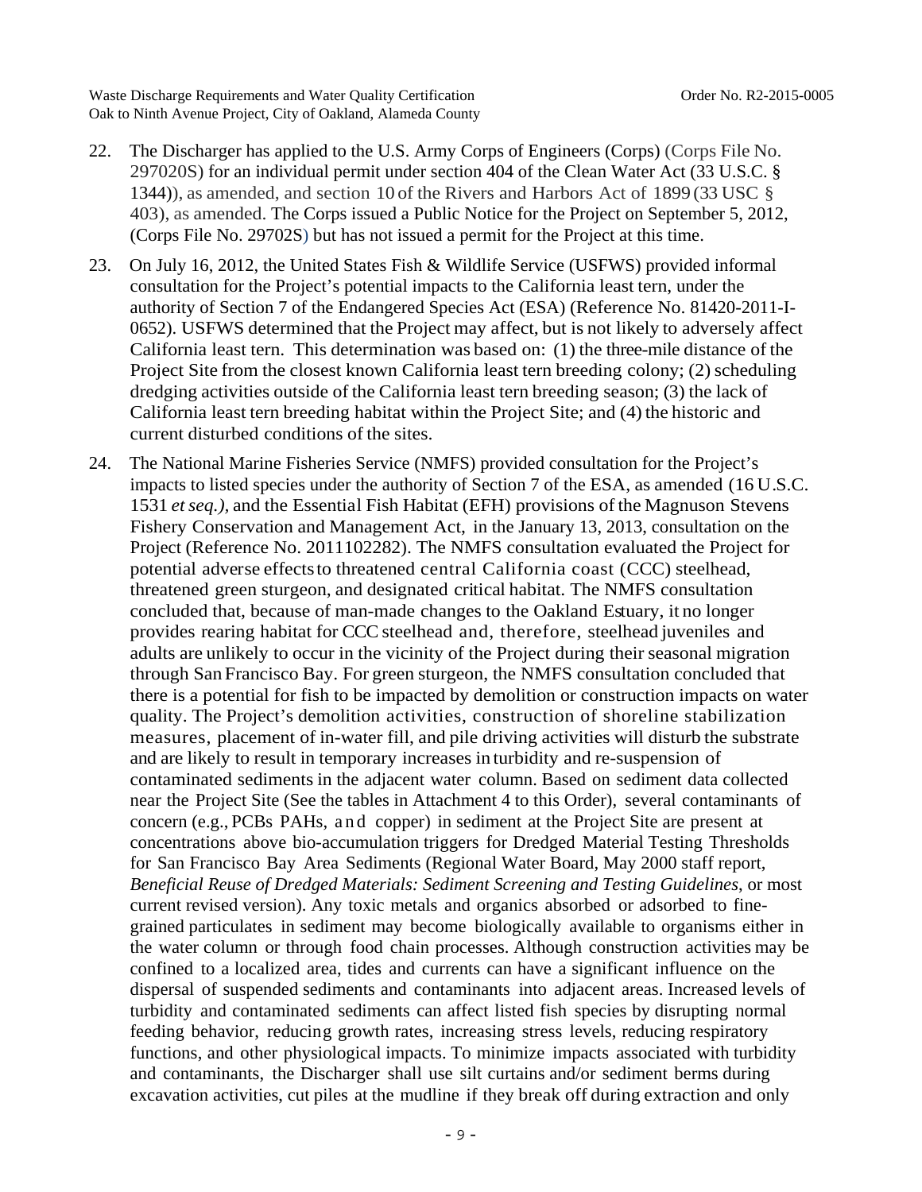22. The Discharger has applied to the U.S. Army Corps of Engineers (Corps) (Corps File No. 297020S) for an individual permit under section 404 of the Clean Water Act (33 U.S.C. § 1344)), as amended, and section 10 of the Rivers and Harbors Act of 1899 (33 USC § 403), as amended. The Corps issued a Public Notice for the Project on September 5, 2012, (Corps File No. 29702S) but has not issued a permit for the Project at this time.

23. On July 16, 2012, the United States Fish & Wildlife Service (USFWS) provided informal consultation for the Project's potential impacts to the California least tern, under the authority of Section 7 of the Endangered Species Act (ESA) (Reference No. 81420-2011-I-0652). USFWS determined that the Project may affect, but is not likely to adversely affect California least tern. This determination was based on: (1) the three-mile distance of the Project Site from the closest known California least tern breeding colony; (2) scheduling dredging activities outside of the California least tern breeding season; (3) the lack of California least tern breeding habitat within the Project Site; and (4) the historic and current disturbed conditions of the sites.

24. The National Marine Fisheries Service (NMFS) provided consultation for the Project's impacts to listed species under the authority of Section 7 of the ESA, as amended (16 U.S.C. 1531 *et seq.)*, and the Essential Fish Habitat (EFH) provisions of the Magnuson Stevens Fishery Conservation and Management Act, in the January 13, 2013, consultation on the Project (Reference No. 2011102282). The NMFS consultation evaluated the Project for potential adverse effects to threatened central California coast (CCC) steelhead, threatened green sturgeon, and designated critical habitat. The NMFS consultation concluded that, because of man-made changes to the Oakland Estuary, it no longer provides rearing habitat for CCC steelhead and, therefore, steelhead juveniles and adults are unlikely to occur in the vicinity of the Project during their seasonal migration through San Francisco Bay. For green sturgeon, the NMFS consultation concluded that there is a potential for fish to be impacted by demolition or construction impacts on water quality. The Project's demolition activities, construction of shoreline stabilization measures, placement of in-water fill, and pile driving activities will disturb the substrate and are likely to result in temporary increases in turbidity and re-suspension of contaminated sediments in the adjacent water column. Based on sediment data collected near the Project Site (See the tables in Attachment 4 to this Order), several contaminants of concern (e.g., PCBs PAHs, and copper) in sediment at the Project Site are present at concentrations above bio-accumulation triggers for Dredged Material Testing Thresholds for San Francisco Bay Area Sediments (Regional Water Board, May 2000 staff report, *Beneficial Reuse of Dredged Materials: Sediment Screening and Testing Guidelines*, or most current revised version). Any toxic metals and organics absorbed or adsorbed to fine-grained particulates in sediment may become biologically available to organisms either in the water column or through food chain processes. Although construction activities may be confined to a localized area, tides and currents can have a significant influence on the dispersal of suspended sediments and contaminants into adjacent areas. Increased levels of turbidity and contaminated sediments can affect listed fish species by disrupting normal feeding behavior, reducing growth rates, increasing stress levels, reducing respiratory functions, and other physiological impacts. To minimize impacts associated with turbidity and contaminants, the Discharger shall use silt curtains and/or sediment berms during excavation activities, cut piles at the mudline if they break off during extraction and only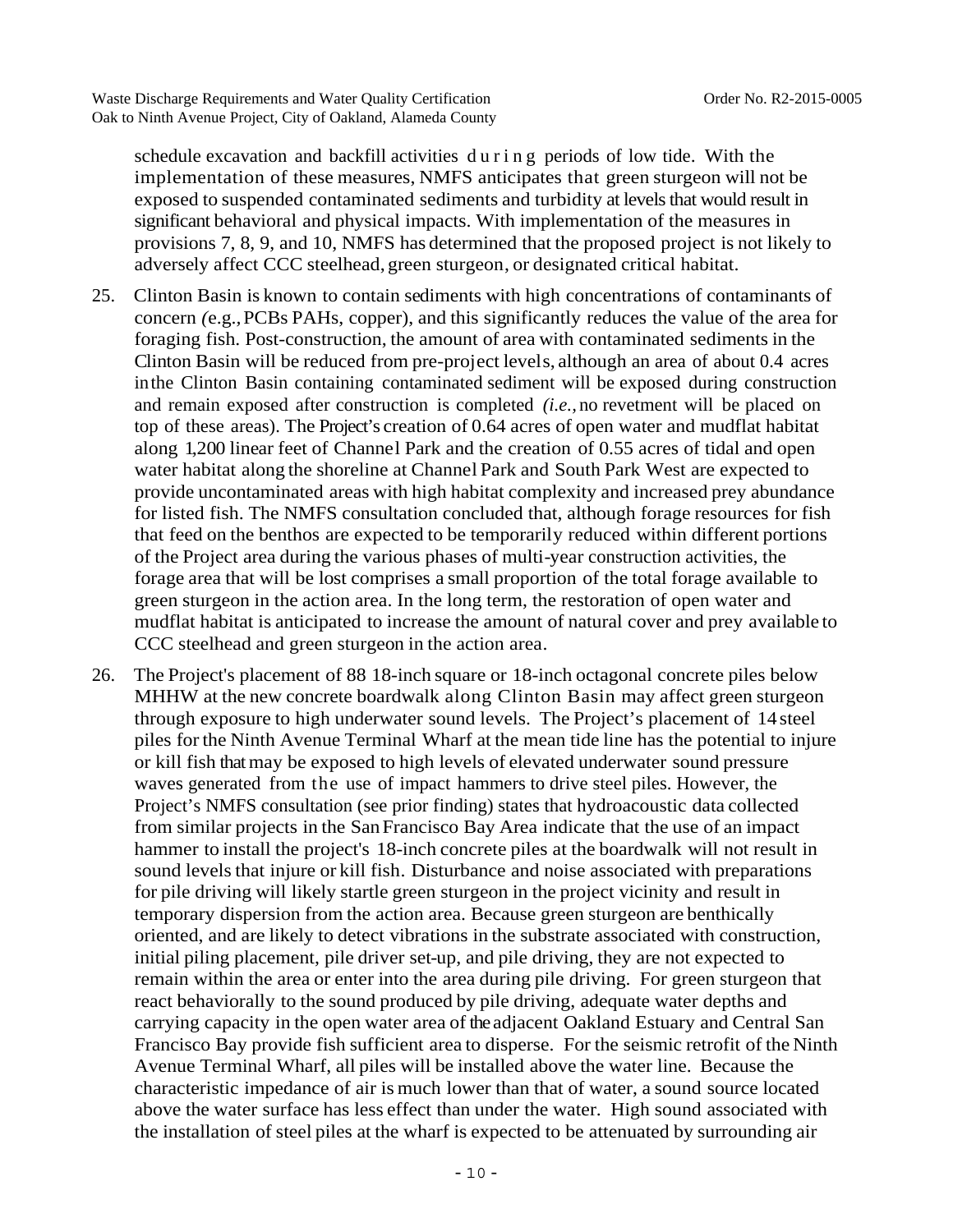schedule excavation and backfill activities during periods of low tide. With the implementation of these measures, NMFS anticipates that green sturgeon will not be exposed to suspended contaminated sediments and turbidity at levels that would result in significant behavioral and physical impacts. With implementation of the measures in provisions 7, 8, 9, and 10, NMFS has determined that the proposed project is not likely to adversely affect CCC steelhead, green sturgeon, or designated critical habitat.

25. Clinton Basin is known to contain sediments with high concentrations of contaminants of concern (e.g., PCBs PAHs, copper), and this significantly reduces the value of the area for foraging fish. Post-construction, the amount of area with contaminated sediments in the Clinton Basin will be reduced from pre-project levels, although an area of about 0.4 acres in the Clinton Basin containing contaminated sediment will be exposed during construction and remain exposed after construction is completed *(i.e.,* no revetment will be placed on top of these areas). The Project's creation of 0.64 acres of open water and mudflat habitat along 1,200 linear feet of Channel Park and the creation of 0.55 acres of tidal and open water habitat along the shoreline at Channel Park and South Park West are expected to provide uncontaminated areas with high habitat complexity and increased prey abundance for listed fish. The NMFS consultation concluded that, although forage resources for fish that feed on the benthos are expected to be temporarily reduced within different portions of the Project area during the various phases of multi-year construction activities, the forage area that will be lost comprises a small proportion of the total forage available to green sturgeon in the action area. In the long term, the restoration of open water and mudflat habitat is anticipated to increase the amount of natural cover and prey available to CCC steelhead and green sturgeon in the action area.

26. The Project's placement of 88 18-inch square or 18-inch octagonal concrete piles below MHHW at the new concrete boardwalk along Clinton Basin may affect green sturgeon through exposure to high underwater sound levels. The Project's placement of 14 steel piles for the Ninth Avenue Terminal Wharf at the mean tide line has the potential to injure or kill fish that may be exposed to high levels of elevated underwater sound pressure waves generated from the use of impact hammers to drive steel piles. However, the Project's NMFS consultation (see prior finding) states that hydroacoustic data collected from similar projects in the San Francisco Bay Area indicate that the use of an impact hammer to install the project's 18-inch concrete piles at the boardwalk will not result in sound levels that injure or kill fish. Disturbance and noise associated with preparations for pile driving will likely startle green sturgeon in the project vicinity and result in temporary dispersion from the action area. Because green sturgeon are benthically oriented, and are likely to detect vibrations in the substrate associated with construction, initial piling placement, pile driver set-up, and pile driving, they are not expected to remain within the area or enter into the area during pile driving. For green sturgeon that react behaviorally to the sound produced by pile driving, adequate water depths and carrying capacity in the open water area of the adjacent Oakland Estuary and Central San Francisco Bay provide fish sufficient area to disperse. For the seismic retrofit of the Ninth Avenue Terminal Wharf, all piles will be installed above the water line. Because the characteristic impedance of air is much lower than that of water, a sound source located above the water surface has less effect than under the water. High sound associated with the installation of steel piles at the wharf is expected to be attenuated by surrounding air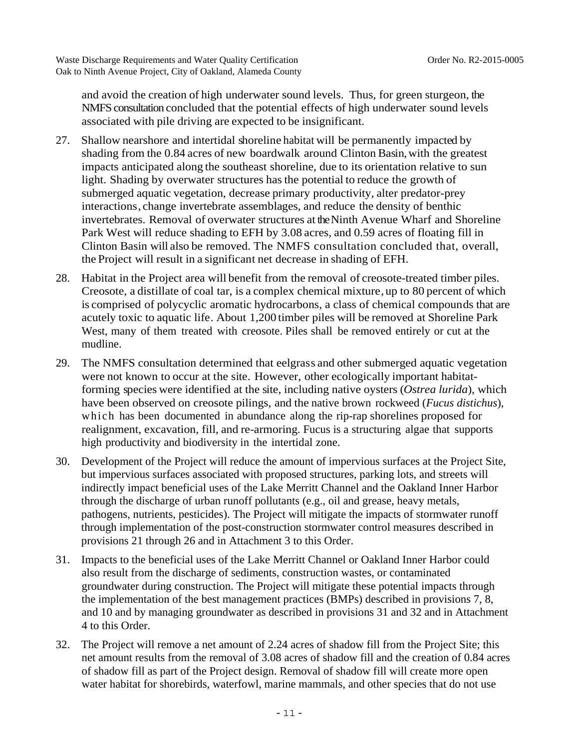and avoid the creation of high underwater sound levels. Thus, for green sturgeon, the NMFS consultation concluded that the potential effects of high underwater sound levels associated with pile driving are expected to be insignificant.

27. Shallow nearshore and intertidal shoreline habitat will be permanently impacted by shading from the 0.84 acres of new boardwalk around Clinton Basin, with the greatest impacts anticipated along the southeast shoreline, due to its orientation relative to sun light. Shading by overwater structures has the potential to reduce the growth of submerged aquatic vegetation, decrease primary productivity, alter predator-prey interactions, change invertebrate assemblages, and reduce the density of benthic invertebrates. Removal of overwater structures at the Ninth Avenue Wharf and Shoreline Park West will reduce shading to EFH by 3.08 acres, and 0.59 acres of floating fill in Clinton Basin will also be removed. The NMFS consultation concluded that, overall, the Project will result in a significant net decrease in shading of EFH.

28. Habitat in the Project area will benefit from the removal of creosote-treated timber piles. Creosote, a distillate of coal tar, is a complex chemical mixture, up to 80 percent of which is comprised of polycyclic aromatic hydrocarbons, a class of chemical compounds that are acutely toxic to aquatic life. About 1,200 timber piles will be removed at Shoreline Park West, many of them treated with creosote. Piles shall be removed entirely or cut at the mudline.

29. The NMFS consultation determined that eelgrass and other submerged aquatic vegetation were not known to occur at the site. However, other ecologically important habitat-forming species were identified at the site, including native oysters (*Ostrea lurida*), which have been observed on creosote pilings, and the native brown rockweed (*Fucus distichus*), which has been documented in abundance along the rip-rap shorelines proposed for realignment, excavation, fill, and re-armoring. Fucus is a structuring algae that supports high productivity and biodiversity in the intertidal zone.

30. Development of the Project will reduce the amount of impervious surfaces at the Project Site, but impervious surfaces associated with proposed structures, parking lots, and streets will indirectly impact beneficial uses of the Lake Merritt Channel and the Oakland Inner Harbor through the discharge of urban runoff pollutants (e.g., oil and grease, heavy metals, pathogens, nutrients, pesticides). The Project will mitigate the impacts of stormwater runoff through implementation of the post-construction stormwater control measures described in provisions 21 through 26 and in Attachment 3 to this Order.

31. Impacts to the beneficial uses of the Lake Merritt Channel or Oakland Inner Harbor could also result from the discharge of sediments, construction wastes, or contaminated groundwater during construction. The Project will mitigate these potential impacts through the implementation of the best management practices (BMPs) described in provisions 7, 8, and 10 and by managing groundwater as described in provisions 31 and 32 and in Attachment 4 to this Order.

32. The Project will remove a net amount of 2.24 acres of shadow fill from the Project Site; this net amount results from the removal of 3.08 acres of shadow fill and the creation of 0.84 acres of shadow fill as part of the Project design. Removal of shadow fill will create more open water habitat for shorebirds, waterfowl, marine mammals, and other species that do not use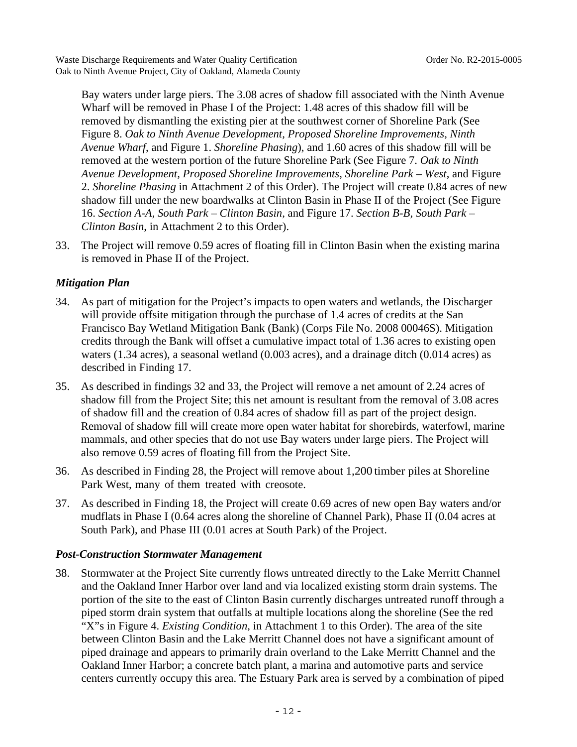Bay waters under large piers. The 3.08 acres of shadow fill associated with the Ninth Avenue Wharf will be removed in Phase I of the Project: 1.48 acres of this shadow fill will be removed by dismantling the existing pier at the southwest corner of Shoreline Park (See Figure 8. *Oak to Ninth Avenue Development, Proposed Shoreline Improvements, Ninth Avenue Wharf*, and Figure 1. *Shoreline Phasing*), and 1.60 acres of this shadow fill will be removed at the western portion of the future Shoreline Park (See Figure 7. *Oak to Ninth Avenue Development, Proposed Shoreline Improvements, Shoreline Park – West*, and Figure 2. *Shoreline Phasing* in Attachment 2 of this Order). The Project will create 0.84 acres of new shadow fill under the new boardwalks at Clinton Basin in Phase II of the Project (See Figure 16. *Section A-A, South Park – Clinton Basin*, and Figure 17. *Section B-B, South Park – Clinton Basin*, in Attachment 2 to this Order).

33. The Project will remove 0.59 acres of floating fill in Clinton Basin when the existing marina is removed in Phase II of the Project.

### *Mitigation Plan*

34. As part of mitigation for the Project's impacts to open waters and wetlands, the Discharger will provide offsite mitigation through the purchase of 1.4 acres of credits at the San Francisco Bay Wetland Mitigation Bank (Bank) (Corps File No. 2008 00046S). Mitigation credits through the Bank will offset a cumulative impact total of 1.36 acres to existing open waters (1.34 acres), a seasonal wetland (0.003 acres), and a drainage ditch (0.014 acres) as described in Finding 17.

35. As described in findings 32 and 33, the Project will remove a net amount of 2.24 acres of shadow fill from the Project Site; this net amount is resultant from the removal of 3.08 acres of shadow fill and the creation of 0.84 acres of shadow fill as part of the project design. Removal of shadow fill will create more open water habitat for shorebirds, waterfowl, marine mammals, and other species that do not use Bay waters under large piers. The Project will also remove 0.59 acres of floating fill from the Project Site.

36. As described in Finding 28, the Project will remove about 1,200 timber piles at Shoreline Park West, many of them treated with creosote.

37. As described in Finding 18, the Project will create 0.69 acres of new open Bay waters and/or mudflats in Phase I (0.64 acres along the shoreline of Channel Park), Phase II (0.04 acres at South Park), and Phase III (0.01 acres at South Park) of the Project.

### *Post-Construction Stormwater Management*

38. Stormwater at the Project Site currently flows untreated directly to the Lake Merritt Channel and the Oakland Inner Harbor over land and via localized existing storm drain systems. The portion of the site to the east of Clinton Basin currently discharges untreated runoff through a piped storm drain system that outfalls at multiple locations along the shoreline (See the red "X"s in Figure 4. *Existing Condition*, in Attachment 1 to this Order). The area of the site between Clinton Basin and the Lake Merritt Channel does not have a significant amount of piped drainage and appears to primarily drain overland to the Lake Merritt Channel and the Oakland Inner Harbor; a concrete batch plant, a marina and automotive parts and service centers currently occupy this area. The Estuary Park area is served by a combination of piped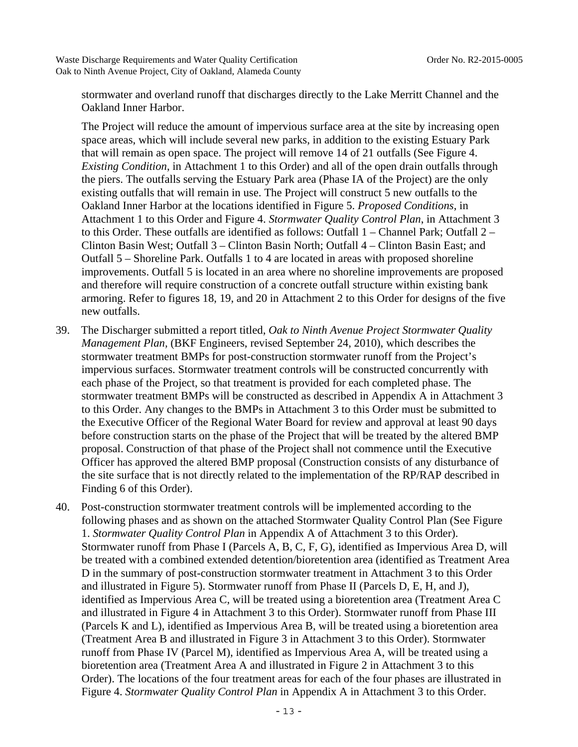stormwater and overland runoff that discharges directly to the Lake Merritt Channel and the Oakland Inner Harbor.

The Project will reduce the amount of impervious surface area at the site by increasing open space areas, which will include several new parks, in addition to the existing Estuary Park that will remain as open space. The project will remove 14 of 21 outfalls (See Figure 4. *Existing Condition*, in Attachment 1 to this Order) and all of the open drain outfalls through the piers. The outfalls serving the Estuary Park area (Phase IA of the Project) are the only existing outfalls that will remain in use. The Project will construct 5 new outfalls to the Oakland Inner Harbor at the locations identified in Figure 5. *Proposed Conditions*, in Attachment 1 to this Order and Figure 4. *Stormwater Quality Control Plan*, in Attachment 3 to this Order. These outfalls are identified as follows: Outfall 1 – Channel Park; Outfall 2 – Clinton Basin West; Outfall 3 – Clinton Basin North; Outfall 4 – Clinton Basin East; and Outfall 5 – Shoreline Park. Outfalls 1 to 4 are located in areas with proposed shoreline improvements. Outfall 5 is located in an area where no shoreline improvements are proposed and therefore will require construction of a concrete outfall structure within existing bank armoring. Refer to figures 18, 19, and 20 in Attachment 2 to this Order for designs of the five new outfalls.

39. The Discharger submitted a report titled, *Oak to Ninth Avenue Project Stormwater Quality Management Plan*, (BKF Engineers, revised September 24, 2010), which describes the stormwater treatment BMPs for post-construction stormwater runoff from the Project's impervious surfaces. Stormwater treatment controls will be constructed concurrently with each phase of the Project, so that treatment is provided for each completed phase. The stormwater treatment BMPs will be constructed as described in Appendix A in Attachment 3 to this Order. Any changes to the BMPs in Attachment 3 to this Order must be submitted to the Executive Officer of the Regional Water Board for review and approval at least 90 days before construction starts on the phase of the Project that will be treated by the altered BMP proposal. Construction of that phase of the Project shall not commence until the Executive Officer has approved the altered BMP proposal (Construction consists of any disturbance of the site surface that is not directly related to the implementation of the RP/RAP described in Finding 6 of this Order).

40. Post-construction stormwater treatment controls will be implemented according to the following phases and as shown on the attached Stormwater Quality Control Plan (See Figure 1. *Stormwater Quality Control Plan* in Appendix A of Attachment 3 to this Order). Stormwater runoff from Phase I (Parcels A, B, C, F, G), identified as Impervious Area D, will be treated with a combined extended detention/bioretention area (identified as Treatment Area D in the summary of post-construction stormwater treatment in Attachment 3 to this Order and illustrated in Figure 5). Stormwater runoff from Phase II (Parcels D, E, H, and J), identified as Impervious Area C, will be treated using a bioretention area (Treatment Area C and illustrated in Figure 4 in Attachment 3 to this Order). Stormwater runoff from Phase III (Parcels K and L), identified as Impervious Area B, will be treated using a bioretention area (Treatment Area B and illustrated in Figure 3 in Attachment 3 to this Order). Stormwater runoff from Phase IV (Parcel M), identified as Impervious Area A, will be treated using a bioretention area (Treatment Area A and illustrated in Figure 2 in Attachment 3 to this Order). The locations of the four treatment areas for each of the four phases are illustrated in Figure 4. *Stormwater Quality Control Plan* in Appendix A in Attachment 3 to this Order.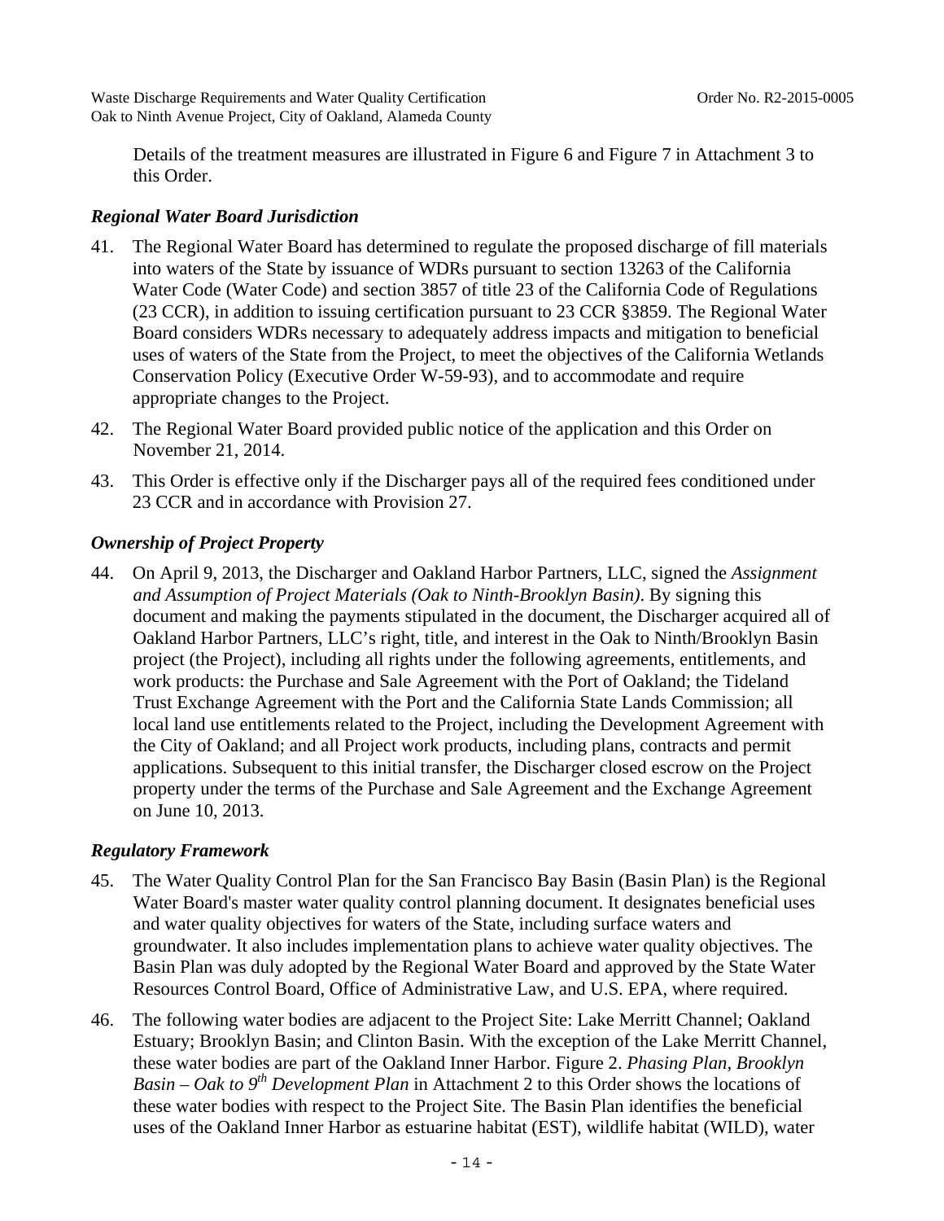Details of the treatment measures are illustrated in Figure 6 and Figure 7 in Attachment 3 to this Order.

### *Regional Water Board Jurisdiction*

41. The Regional Water Board has determined to regulate the proposed discharge of fill materials into waters of the State by issuance of WDRs pursuant to section 13263 of the California Water Code (Water Code) and section 3857 of title 23 of the California Code of Regulations (23 CCR), in addition to issuing certification pursuant to 23 CCR §3859. The Regional Water Board considers WDRs necessary to adequately address impacts and mitigation to beneficial uses of waters of the State from the Project, to meet the objectives of the California Wetlands Conservation Policy (Executive Order W-59-93), and to accommodate and require appropriate changes to the Project.

42. The Regional Water Board provided public notice of the application and this Order on November 21, 2014.

43. This Order is effective only if the Discharger pays all of the required fees conditioned under 23 CCR and in accordance with Provision 27.

### *Ownership of Project Property*

44. On April 9, 2013, the Discharger and Oakland Harbor Partners, LLC, signed the *Assignment and Assumption of Project Materials (Oak to Ninth-Brooklyn Basin)*. By signing this document and making the payments stipulated in the document, the Discharger acquired all of Oakland Harbor Partners, LLC's right, title, and interest in the Oak to Ninth/Brooklyn Basin project (the Project), including all rights under the following agreements, entitlements, and work products: the Purchase and Sale Agreement with the Port of Oakland; the Tideland Trust Exchange Agreement with the Port and the California State Lands Commission; all local land use entitlements related to the Project, including the Development Agreement with the City of Oakland; and all Project work products, including plans, contracts and permit applications. Subsequent to this initial transfer, the Discharger closed escrow on the Project property under the terms of the Purchase and Sale Agreement and the Exchange Agreement on June 10, 2013.

### *Regulatory Framework*

45. The Water Quality Control Plan for the San Francisco Bay Basin (Basin Plan) is the Regional Water Board's master water quality control planning document. It designates beneficial uses and water quality objectives for waters of the State, including surface waters and groundwater. It also includes implementation plans to achieve water quality objectives. The Basin Plan was duly adopted by the Regional Water Board and approved by the State Water Resources Control Board, Office of Administrative Law, and U.S. EPA, where required.

46. The following water bodies are adjacent to the Project Site: Lake Merritt Channel; Oakland Estuary; Brooklyn Basin; and Clinton Basin. With the exception of the Lake Merritt Channel, these water bodies are part of the Oakland Inner Harbor. Figure 2. *Phasing Plan, Brooklyn Basin – Oak to 9th Development Plan* in Attachment 2 to this Order shows the locations of these water bodies with respect to the Project Site. The Basin Plan identifies the beneficial uses of the Oakland Inner Harbor as estuarine habitat (EST), wildlife habitat (WILD), water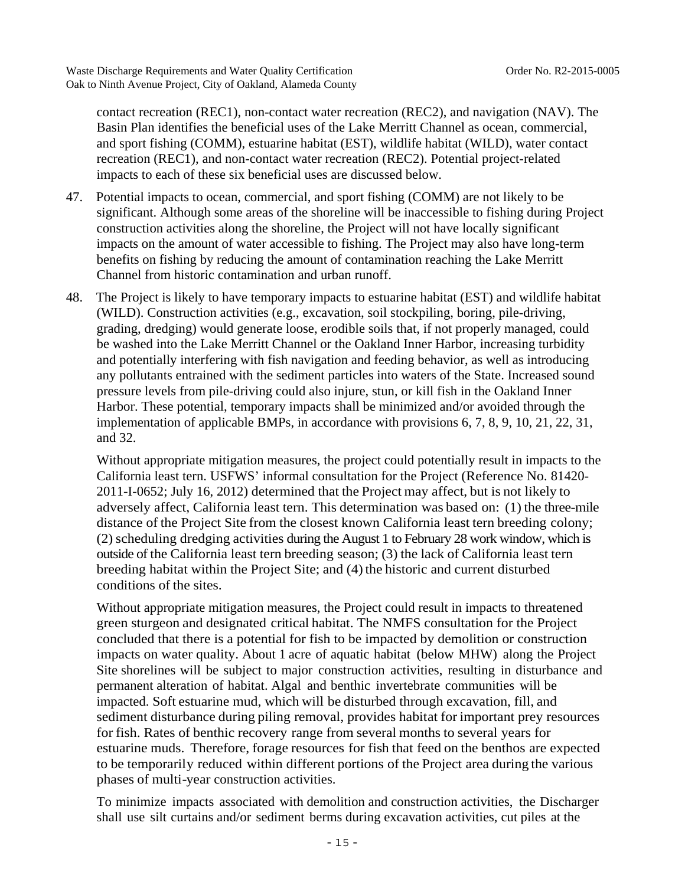contact recreation (REC1), non-contact water recreation (REC2), and navigation (NAV). The Basin Plan identifies the beneficial uses of the Lake Merritt Channel as ocean, commercial, and sport fishing (COMM), estuarine habitat (EST), wildlife habitat (WILD), water contact recreation (REC1), and non-contact water recreation (REC2). Potential project-related impacts to each of these six beneficial uses are discussed below.

47. Potential impacts to ocean, commercial, and sport fishing (COMM) are not likely to be significant. Although some areas of the shoreline will be inaccessible to fishing during Project construction activities along the shoreline, the Project will not have locally significant impacts on the amount of water accessible to fishing. The Project may also have long-term benefits on fishing by reducing the amount of contamination reaching the Lake Merritt Channel from historic contamination and urban runoff.

48. The Project is likely to have temporary impacts to estuarine habitat (EST) and wildlife habitat (WILD). Construction activities (e.g., excavation, soil stockpiling, boring, pile-driving, grading, dredging) would generate loose, erodible soils that, if not properly managed, could be washed into the Lake Merritt Channel or the Oakland Inner Harbor, increasing turbidity and potentially interfering with fish navigation and feeding behavior, as well as introducing any pollutants entrained with the sediment particles into waters of the State. Increased sound pressure levels from pile-driving could also injure, stun, or kill fish in the Oakland Inner Harbor. These potential, temporary impacts shall be minimized and/or avoided through the implementation of applicable BMPs, in accordance with provisions 6, 7, 8, 9, 10, 21, 22, 31, and 32.

    Without appropriate mitigation measures, the project could potentially result in impacts to the California least tern. USFWS' informal consultation for the Project (Reference No. 81420-2011-I-0652; July 16, 2012) determined that the Project may affect, but is not likely to adversely affect, California least tern. This determination was based on: (1) the three-mile distance of the Project Site from the closest known California least tern breeding colony; (2) scheduling dredging activities during the August 1 to February 28 work window, which is outside of the California least tern breeding season; (3) the lack of California least tern breeding habitat within the Project Site; and (4) the historic and current disturbed conditions of the sites.

    Without appropriate mitigation measures, the Project could result in impacts to threatened green sturgeon and designated critical habitat. The NMFS consultation for the Project concluded that there is a potential for fish to be impacted by demolition or construction impacts on water quality. About 1 acre of aquatic habitat (below MHW) along the Project Site shorelines will be subject to major construction activities, resulting in disturbance and permanent alteration of habitat. Algal and benthic invertebrate communities will be impacted. Soft estuarine mud, which will be disturbed through excavation, fill, and sediment disturbance during piling removal, provides habitat for important prey resources for fish. Rates of benthic recovery range from several months to several years for estuarine muds. Therefore, forage resources for fish that feed on the benthos are expected to be temporarily reduced within different portions of the Project area during the various phases of multi-year construction activities.

    To minimize impacts associated with demolition and construction activities, the Discharger shall use silt curtains and/or sediment berms during excavation activities, cut piles at the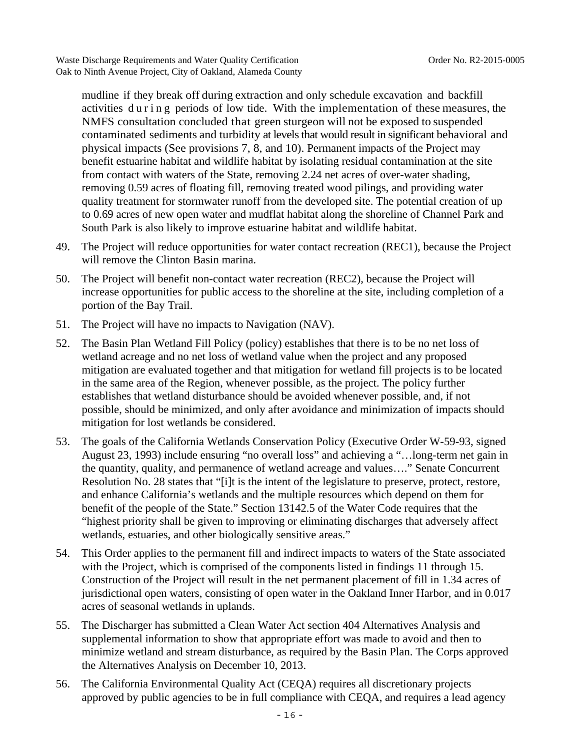mudline if they break off during extraction and only schedule excavation and backfill activities during periods of low tide. With the implementation of these measures, the NMFS consultation concluded that green sturgeon will not be exposed to suspended contaminated sediments and turbidity at levels that would result in significant behavioral and physical impacts (See provisions 7, 8, and 10). Permanent impacts of the Project may benefit estuarine habitat and wildlife habitat by isolating residual contamination at the site from contact with waters of the State, removing 2.24 net acres of over-water shading, removing 0.59 acres of floating fill, removing treated wood pilings, and providing water quality treatment for stormwater runoff from the developed site. The potential creation of up to 0.69 acres of new open water and mudflat habitat along the shoreline of Channel Park and South Park is also likely to improve estuarine habitat and wildlife habitat.

49. The Project will reduce opportunities for water contact recreation (REC1), because the Project will remove the Clinton Basin marina.

50. The Project will benefit non-contact water recreation (REC2), because the Project will increase opportunities for public access to the shoreline at the site, including completion of a portion of the Bay Trail.

51. The Project will have no impacts to Navigation (NAV).

52. The Basin Plan Wetland Fill Policy (policy) establishes that there is to be no net loss of wetland acreage and no net loss of wetland value when the project and any proposed mitigation are evaluated together and that mitigation for wetland fill projects is to be located in the same area of the Region, whenever possible, as the project. The policy further establishes that wetland disturbance should be avoided whenever possible, and, if not possible, should be minimized, and only after avoidance and minimization of impacts should mitigation for lost wetlands be considered.

53. The goals of the California Wetlands Conservation Policy (Executive Order W-59-93, signed August 23, 1993) include ensuring "no overall loss" and achieving a "…long-term net gain in the quantity, quality, and permanence of wetland acreage and values…." Senate Concurrent Resolution No. 28 states that "[i]t is the intent of the legislature to preserve, protect, restore, and enhance California's wetlands and the multiple resources which depend on them for benefit of the people of the State." Section 13142.5 of the Water Code requires that the "highest priority shall be given to improving or eliminating discharges that adversely affect wetlands, estuaries, and other biologically sensitive areas."

54. This Order applies to the permanent fill and indirect impacts to waters of the State associated with the Project, which is comprised of the components listed in findings 11 through 15. Construction of the Project will result in the net permanent placement of fill in 1.34 acres of jurisdictional open waters, consisting of open water in the Oakland Inner Harbor, and in 0.017 acres of seasonal wetlands in uplands.

55. The Discharger has submitted a Clean Water Act section 404 Alternatives Analysis and supplemental information to show that appropriate effort was made to avoid and then to minimize wetland and stream disturbance, as required by the Basin Plan. The Corps approved the Alternatives Analysis on December 10, 2013.

56. The California Environmental Quality Act (CEQA) requires all discretionary projects approved by public agencies to be in full compliance with CEQA, and requires a lead agency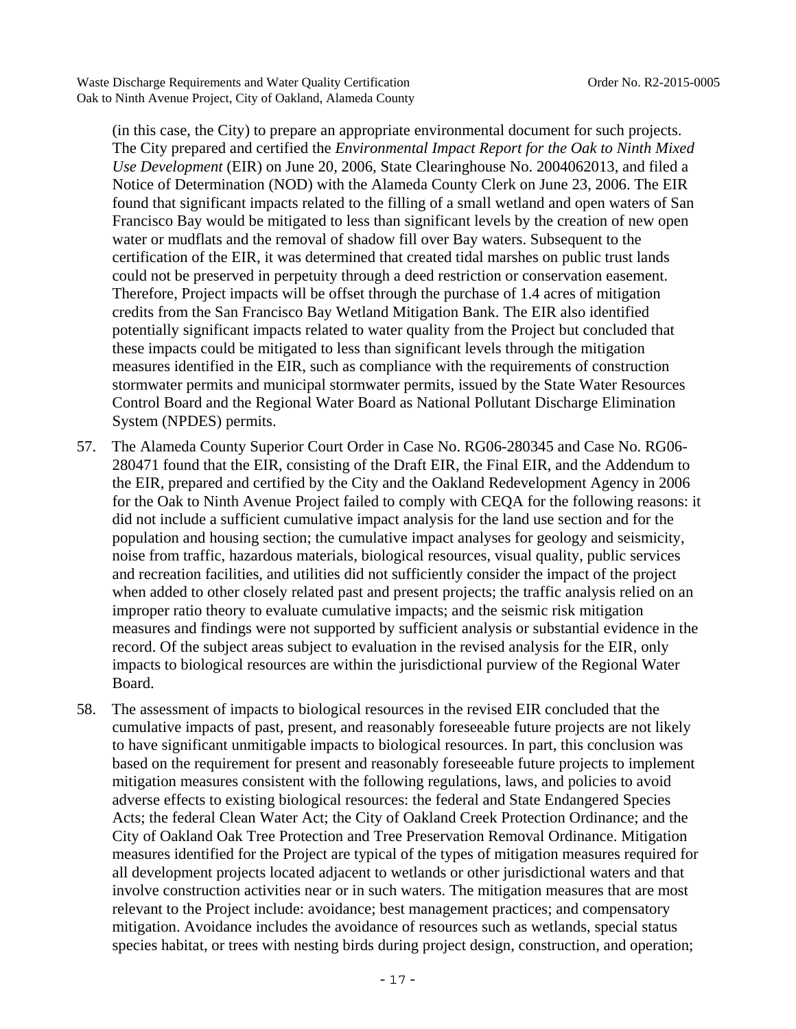(in this case, the City) to prepare an appropriate environmental document for such projects. The City prepared and certified the *Environmental Impact Report for the Oak to Ninth Mixed Use Development* (EIR) on June 20, 2006, State Clearinghouse No. 2004062013, and filed a Notice of Determination (NOD) with the Alameda County Clerk on June 23, 2006. The EIR found that significant impacts related to the filling of a small wetland and open waters of San Francisco Bay would be mitigated to less than significant levels by the creation of new open water or mudflats and the removal of shadow fill over Bay waters. Subsequent to the certification of the EIR, it was determined that created tidal marshes on public trust lands could not be preserved in perpetuity through a deed restriction or conservation easement. Therefore, Project impacts will be offset through the purchase of 1.4 acres of mitigation credits from the San Francisco Bay Wetland Mitigation Bank. The EIR also identified potentially significant impacts related to water quality from the Project but concluded that these impacts could be mitigated to less than significant levels through the mitigation measures identified in the EIR, such as compliance with the requirements of construction stormwater permits and municipal stormwater permits, issued by the State Water Resources Control Board and the Regional Water Board as National Pollutant Discharge Elimination System (NPDES) permits.

57. The Alameda County Superior Court Order in Case No. RG06-280345 and Case No. RG06-280471 found that the EIR, consisting of the Draft EIR, the Final EIR, and the Addendum to the EIR, prepared and certified by the City and the Oakland Redevelopment Agency in 2006 for the Oak to Ninth Avenue Project failed to comply with CEQA for the following reasons: it did not include a sufficient cumulative impact analysis for the land use section and for the population and housing section; the cumulative impact analyses for geology and seismicity, noise from traffic, hazardous materials, biological resources, visual quality, public services and recreation facilities, and utilities did not sufficiently consider the impact of the project when added to other closely related past and present projects; the traffic analysis relied on an improper ratio theory to evaluate cumulative impacts; and the seismic risk mitigation measures and findings were not supported by sufficient analysis or substantial evidence in the record. Of the subject areas subject to evaluation in the revised analysis for the EIR, only impacts to biological resources are within the jurisdictional purview of the Regional Water Board.

58. The assessment of impacts to biological resources in the revised EIR concluded that the cumulative impacts of past, present, and reasonably foreseeable future projects are not likely to have significant unmitigable impacts to biological resources. In part, this conclusion was based on the requirement for present and reasonably foreseeable future projects to implement mitigation measures consistent with the following regulations, laws, and policies to avoid adverse effects to existing biological resources: the federal and State Endangered Species Acts; the federal Clean Water Act; the City of Oakland Creek Protection Ordinance; and the City of Oakland Oak Tree Protection and Tree Preservation Removal Ordinance. Mitigation measures identified for the Project are typical of the types of mitigation measures required for all development projects located adjacent to wetlands or other jurisdictional waters and that involve construction activities near or in such waters. The mitigation measures that are most relevant to the Project include: avoidance; best management practices; and compensatory mitigation. Avoidance includes the avoidance of resources such as wetlands, special status species habitat, or trees with nesting birds during project design, construction, and operation;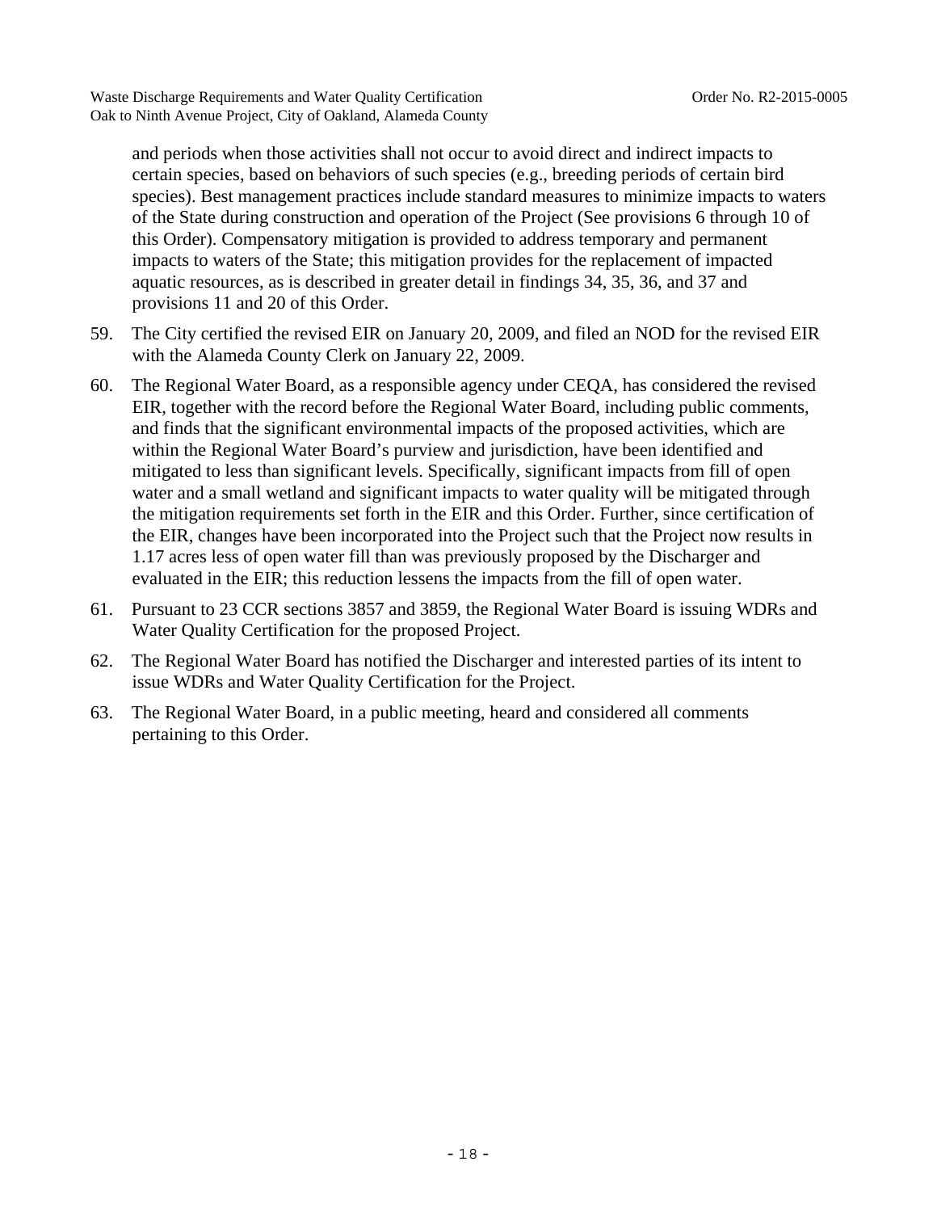and periods when those activities shall not occur to avoid direct and indirect impacts to certain species, based on behaviors of such species (e.g., breeding periods of certain bird species). Best management practices include standard measures to minimize impacts to waters of the State during construction and operation of the Project (See provisions 6 through 10 of this Order). Compensatory mitigation is provided to address temporary and permanent impacts to waters of the State; this mitigation provides for the replacement of impacted aquatic resources, as is described in greater detail in findings 34, 35, 36, and 37 and provisions 11 and 20 of this Order.

59. The City certified the revised EIR on January 20, 2009, and filed an NOD for the revised EIR with the Alameda County Clerk on January 22, 2009.

60. The Regional Water Board, as a responsible agency under CEQA, has considered the revised EIR, together with the record before the Regional Water Board, including public comments, and finds that the significant environmental impacts of the proposed activities, which are within the Regional Water Board's purview and jurisdiction, have been identified and mitigated to less than significant levels. Specifically, significant impacts from fill of open water and a small wetland and significant impacts to water quality will be mitigated through the mitigation requirements set forth in the EIR and this Order. Further, since certification of the EIR, changes have been incorporated into the Project such that the Project now results in 1.17 acres less of open water fill than was previously proposed by the Discharger and evaluated in the EIR; this reduction lessens the impacts from the fill of open water.

61. Pursuant to 23 CCR sections 3857 and 3859, the Regional Water Board is issuing WDRs and Water Quality Certification for the proposed Project.

62. The Regional Water Board has notified the Discharger and interested parties of its intent to issue WDRs and Water Quality Certification for the Project.

63. The Regional Water Board, in a public meeting, heard and considered all comments pertaining to this Order.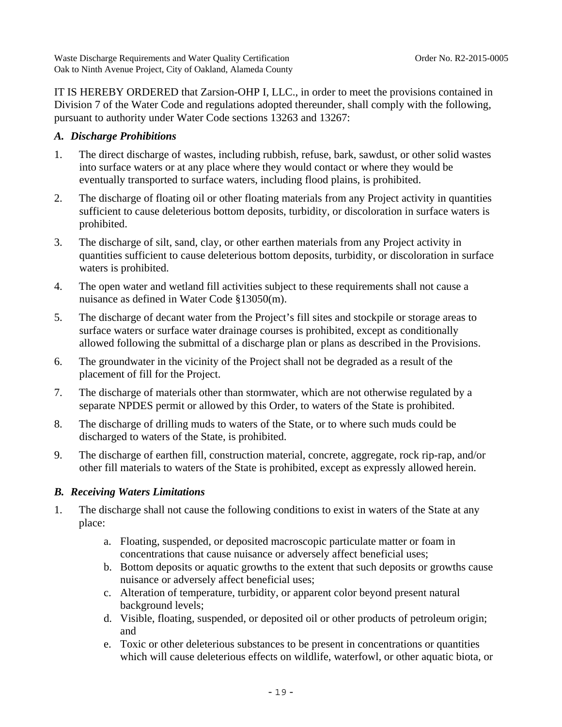IT IS HEREBY ORDERED that Zarsion-OHP I, LLC., in order to meet the provisions contained in Division 7 of the Water Code and regulations adopted thereunder, shall comply with the following, pursuant to authority under Water Code sections 13263 and 13267:

### *A. Discharge Prohibitions*

1. The direct discharge of wastes, including rubbish, refuse, bark, sawdust, or other solid wastes into surface waters or at any place where they would contact or where they would be eventually transported to surface waters, including flood plains, is prohibited.

2. The discharge of floating oil or other floating materials from any Project activity in quantities sufficient to cause deleterious bottom deposits, turbidity, or discoloration in surface waters is prohibited.

3. The discharge of silt, sand, clay, or other earthen materials from any Project activity in quantities sufficient to cause deleterious bottom deposits, turbidity, or discoloration in surface waters is prohibited.

4. The open water and wetland fill activities subject to these requirements shall not cause a nuisance as defined in Water Code §13050(m).

5. The discharge of decant water from the Project's fill sites and stockpile or storage areas to surface waters or surface water drainage courses is prohibited, except as conditionally allowed following the submittal of a discharge plan or plans as described in the Provisions.

6. The groundwater in the vicinity of the Project shall not be degraded as a result of the placement of fill for the Project.

7. The discharge of materials other than stormwater, which are not otherwise regulated by a separate NPDES permit or allowed by this Order, to waters of the State is prohibited.

8. The discharge of drilling muds to waters of the State, or to where such muds could be discharged to waters of the State, is prohibited.

9. The discharge of earthen fill, construction material, concrete, aggregate, rock rip-rap, and/or other fill materials to waters of the State is prohibited, except as expressly allowed herein.

### *B. Receiving Waters Limitations*

1. The discharge shall not cause the following conditions to exist in waters of the State at any place:

    a. Floating, suspended, or deposited macroscopic particulate matter or foam in concentrations that cause nuisance or adversely affect beneficial uses;
    b. Bottom deposits or aquatic growths to the extent that such deposits or growths cause nuisance or adversely affect beneficial uses;
    c. Alteration of temperature, turbidity, or apparent color beyond present natural background levels;
    d. Visible, floating, suspended, or deposited oil or other products of petroleum origin; and
    e. Toxic or other deleterious substances to be present in concentrations or quantities which will cause deleterious effects on wildlife, waterfowl, or other aquatic biota, or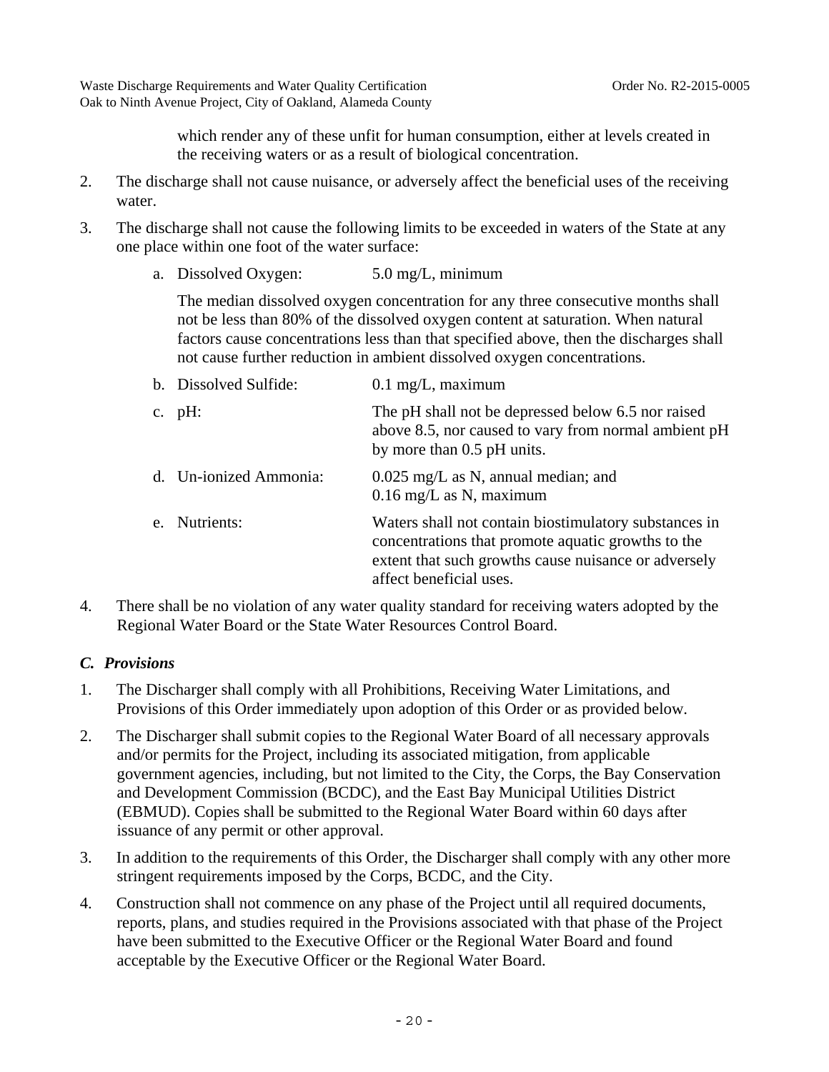which render any of these unfit for human consumption, either at levels created in the receiving waters or as a result of biological concentration.

2. The discharge shall not cause nuisance, or adversely affect the beneficial uses of the receiving water.

3. The discharge shall not cause the following limits to be exceeded in waters of the State at any one place within one foot of the water surface:

   a. Dissolved Oxygen: 5.0 mg/L, minimum

      The median dissolved oxygen concentration for any three consecutive months shall not be less than 80% of the dissolved oxygen content at saturation. When natural factors cause concentrations less than that specified above, then the discharges shall not cause further reduction in ambient dissolved oxygen concentrations.

   b. Dissolved Sulfide: 0.1 mg/L, maximum

   c. pH: The pH shall not be depressed below 6.5 nor raised above 8.5, nor caused to vary from normal ambient pH by more than 0.5 pH units.

   d. Un-ionized Ammonia: 0.025 mg/L as N, annual median; and 0.16 mg/L as N, maximum

   e. Nutrients: Waters shall not contain biostimulatory substances in concentrations that promote aquatic growths to the extent that such growths cause nuisance or adversely affect beneficial uses.

4. There shall be no violation of any water quality standard for receiving waters adopted by the Regional Water Board or the State Water Resources Control Board.

### *C. Provisions*

1. The Discharger shall comply with all Prohibitions, Receiving Water Limitations, and Provisions of this Order immediately upon adoption of this Order or as provided below.

2. The Discharger shall submit copies to the Regional Water Board of all necessary approvals and/or permits for the Project, including its associated mitigation, from applicable government agencies, including, but not limited to the City, the Corps, the Bay Conservation and Development Commission (BCDC), and the East Bay Municipal Utilities District (EBMUD). Copies shall be submitted to the Regional Water Board within 60 days after issuance of any permit or other approval.

3. In addition to the requirements of this Order, the Discharger shall comply with any other more stringent requirements imposed by the Corps, BCDC, and the City.

4. Construction shall not commence on any phase of the Project until all required documents, reports, plans, and studies required in the Provisions associated with that phase of the Project have been submitted to the Executive Officer or the Regional Water Board and found acceptable by the Executive Officer or the Regional Water Board.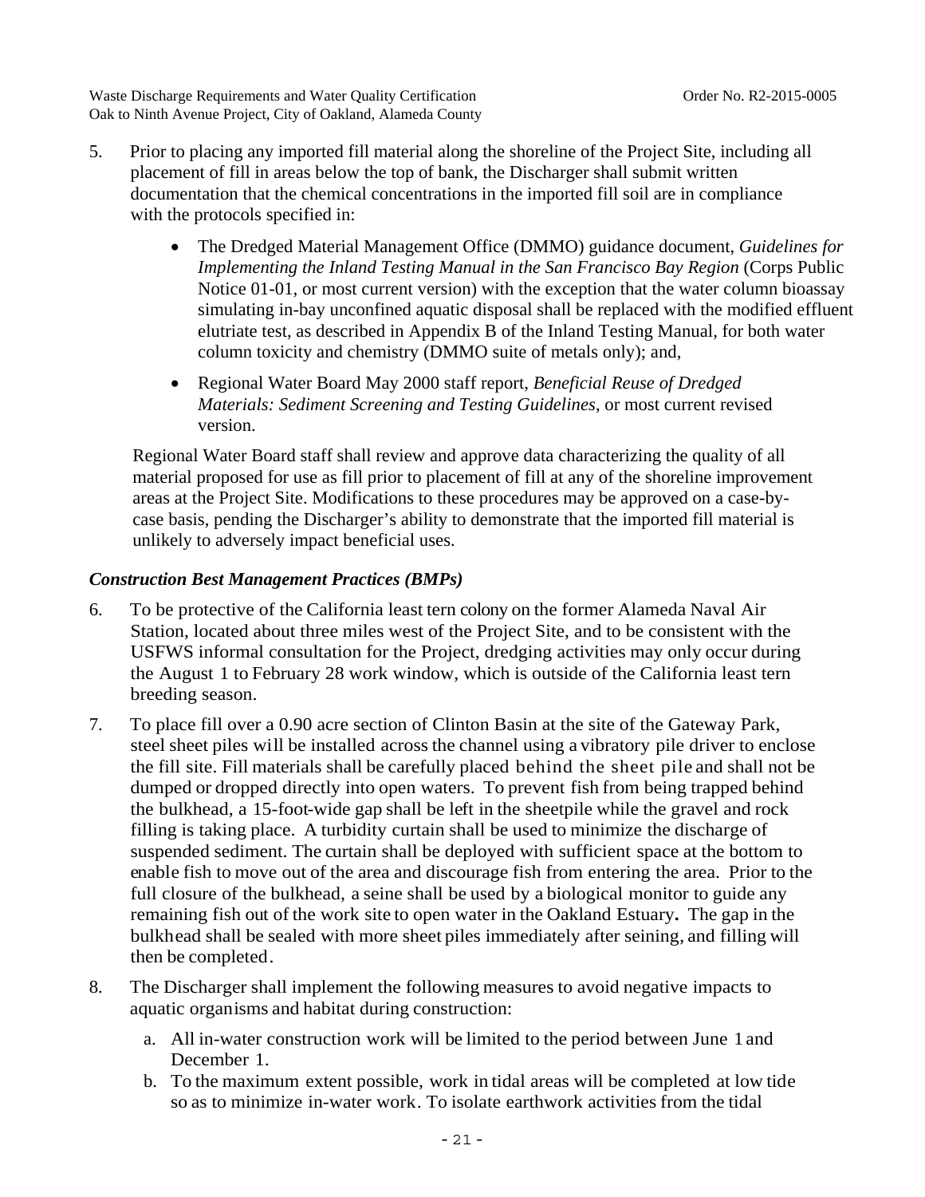5. Prior to placing any imported fill material along the shoreline of the Project Site, including all placement of fill in areas below the top of bank, the Discharger shall submit written documentation that the chemical concentrations in the imported fill soil are in compliance with the protocols specified in:

   - The Dredged Material Management Office (DMMO) guidance document, *Guidelines for Implementing the Inland Testing Manual in the San Francisco Bay Region* (Corps Public Notice 01-01, or most current version) with the exception that the water column bioassay simulating in-bay unconfined aquatic disposal shall be replaced with the modified effluent elutriate test, as described in Appendix B of the Inland Testing Manual, for both water column toxicity and chemistry (DMMO suite of metals only); and,
   - Regional Water Board May 2000 staff report, *Beneficial Reuse of Dredged Materials: Sediment Screening and Testing Guidelines*, or most current revised version.

   Regional Water Board staff shall review and approve data characterizing the quality of all material proposed for use as fill prior to placement of fill at any of the shoreline improvement areas at the Project Site. Modifications to these procedures may be approved on a case-by-case basis, pending the Discharger's ability to demonstrate that the imported fill material is unlikely to adversely impact beneficial uses.

### *Construction Best Management Practices (BMPs)*

6. To be protective of the California least tern colony on the former Alameda Naval Air Station, located about three miles west of the Project Site, and to be consistent with the USFWS informal consultation for the Project, dredging activities may only occur during the August 1 to February 28 work window, which is outside of the California least tern breeding season.

7. To place fill over a 0.90 acre section of Clinton Basin at the site of the Gateway Park, steel sheet piles will be installed across the channel using a vibratory pile driver to enclose the fill site. Fill materials shall be carefully placed behind the sheet pile and shall not be dumped or dropped directly into open waters. To prevent fish from being trapped behind the bulkhead, a 15-foot-wide gap shall be left in the sheetpile while the gravel and rock filling is taking place. A turbidity curtain shall be used to minimize the discharge of suspended sediment. The curtain shall be deployed with sufficient space at the bottom to enable fish to move out of the area and discourage fish from entering the area. Prior to the full closure of the bulkhead, a seine shall be used by a biological monitor to guide any remaining fish out of the work site to open water in the Oakland Estuary**.** The gap in the bulkhead shall be sealed with more sheet piles immediately after seining, and filling will then be completed.

8. The Discharger shall implement the following measures to avoid negative impacts to aquatic organisms and habitat during construction:

   a. All in-water construction work will be limited to the period between June 1 and December 1.
   b. To the maximum extent possible, work in tidal areas will be completed at low tide so as to minimize in-water work. To isolate earthwork activities from the tidal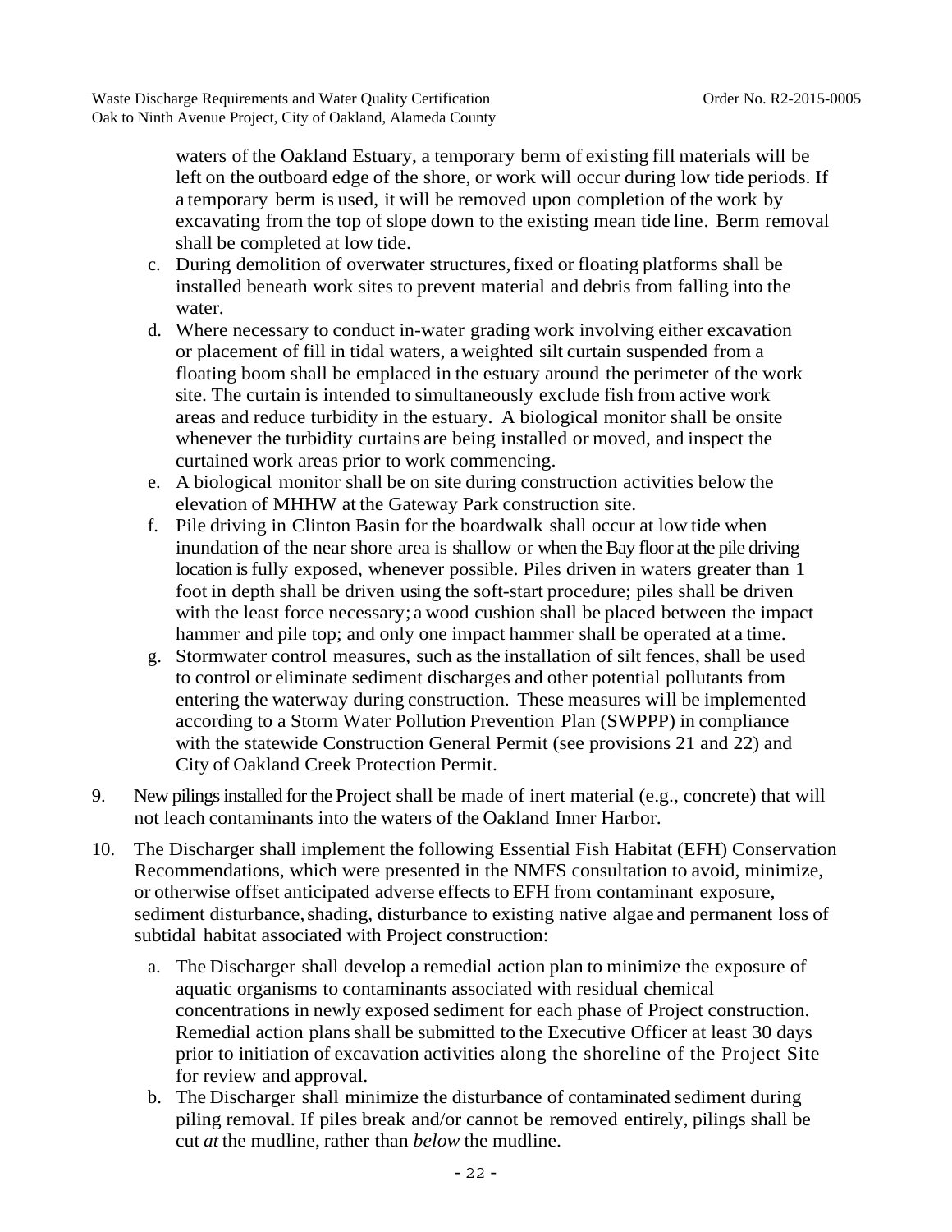waters of the Oakland Estuary, a temporary berm of existing fill materials will be left on the outboard edge of the shore, or work will occur during low tide periods. If a temporary berm is used, it will be removed upon completion of the work by excavating from the top of slope down to the existing mean tide line. Berm removal shall be completed at low tide.

   c. During demolition of overwater structures, fixed or floating platforms shall be installed beneath work sites to prevent material and debris from falling into the water.
   d. Where necessary to conduct in-water grading work involving either excavation or placement of fill in tidal waters, a weighted silt curtain suspended from a floating boom shall be emplaced in the estuary around the perimeter of the work site. The curtain is intended to simultaneously exclude fish from active work areas and reduce turbidity in the estuary. A biological monitor shall be onsite whenever the turbidity curtains are being installed or moved, and inspect the curtained work areas prior to work commencing.
   e. A biological monitor shall be on site during construction activities below the elevation of MHHW at the Gateway Park construction site.
   f. Pile driving in Clinton Basin for the boardwalk shall occur at low tide when inundation of the near shore area is shallow or when the Bay floor at the pile driving location is fully exposed, whenever possible. Piles driven in waters greater than 1 foot in depth shall be driven using the soft-start procedure; piles shall be driven with the least force necessary; a wood cushion shall be placed between the impact hammer and pile top; and only one impact hammer shall be operated at a time.
   g. Stormwater control measures, such as the installation of silt fences, shall be used to control or eliminate sediment discharges and other potential pollutants from entering the waterway during construction. These measures will be implemented according to a Storm Water Pollution Prevention Plan (SWPPP) in compliance with the statewide Construction General Permit (see provisions 21 and 22) and City of Oakland Creek Protection Permit.

9. New pilings installed for the Project shall be made of inert material (e.g., concrete) that will not leach contaminants into the waters of the Oakland Inner Harbor.

10. The Discharger shall implement the following Essential Fish Habitat (EFH) Conservation Recommendations, which were presented in the NMFS consultation to avoid, minimize, or otherwise offset anticipated adverse effects to EFH from contaminant exposure, sediment disturbance, shading, disturbance to existing native algae and permanent loss of subtidal habitat associated with Project construction:

    a. The Discharger shall develop a remedial action plan to minimize the exposure of aquatic organisms to contaminants associated with residual chemical concentrations in newly exposed sediment for each phase of Project construction. Remedial action plans shall be submitted to the Executive Officer at least 30 days prior to initiation of excavation activities along the shoreline of the Project Site for review and approval.
    b. The Discharger shall minimize the disturbance of contaminated sediment during piling removal. If piles break and/or cannot be removed entirely, pilings shall be cut *at* the mudline, rather than *below* the mudline.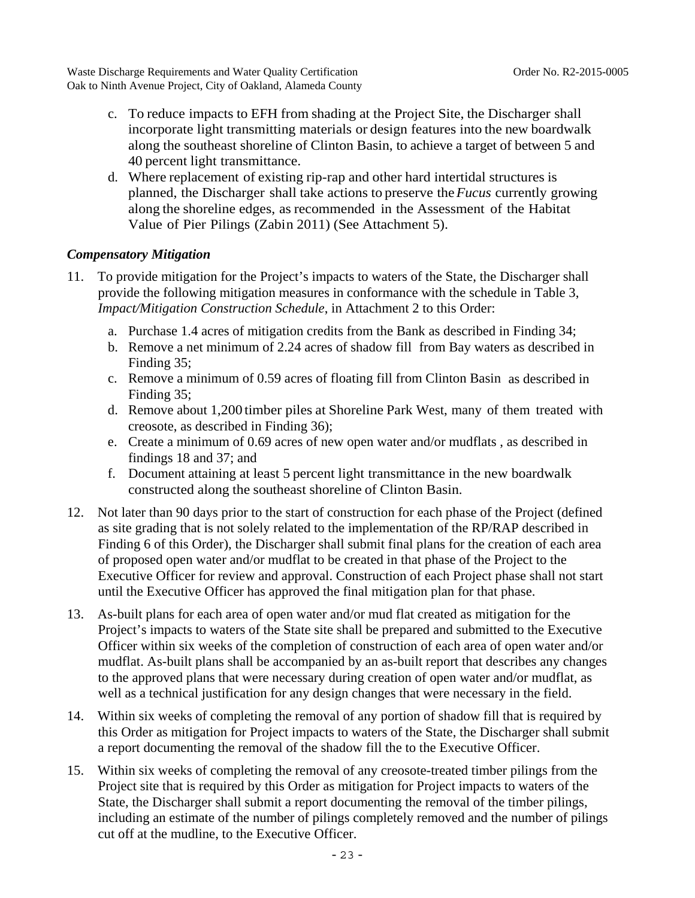c. To reduce impacts to EFH from shading at the Project Site, the Discharger shall incorporate light transmitting materials or design features into the new boardwalk along the southeast shoreline of Clinton Basin, to achieve a target of between 5 and 40 percent light transmittance.

d. Where replacement of existing rip-rap and other hard intertidal structures is planned, the Discharger shall take actions to preserve the *Fucus* currently growing along the shoreline edges, as recommended in the Assessment of the Habitat Value of Pier Pilings (Zabin 2011) (See Attachment 5).

***Compensatory Mitigation***

11. To provide mitigation for the Project's impacts to waters of the State, the Discharger shall provide the following mitigation measures in conformance with the schedule in Table 3, *Impact/Mitigation Construction Schedule*, in Attachment 2 to this Order:

    a. Purchase 1.4 acres of mitigation credits from the Bank as described in Finding 34;
    b. Remove a net minimum of 2.24 acres of shadow fill from Bay waters as described in Finding 35;
    c. Remove a minimum of 0.59 acres of floating fill from Clinton Basin as described in Finding 35;
    d. Remove about 1,200 timber piles at Shoreline Park West, many of them treated with creosote, as described in Finding 36);
    e. Create a minimum of 0.69 acres of new open water and/or mudflats , as described in findings 18 and 37; and
    f. Document attaining at least 5 percent light transmittance in the new boardwalk constructed along the southeast shoreline of Clinton Basin.

12. Not later than 90 days prior to the start of construction for each phase of the Project (defined as site grading that is not solely related to the implementation of the RP/RAP described in Finding 6 of this Order), the Discharger shall submit final plans for the creation of each area of proposed open water and/or mudflat to be created in that phase of the Project to the Executive Officer for review and approval. Construction of each Project phase shall not start until the Executive Officer has approved the final mitigation plan for that phase.

13. As-built plans for each area of open water and/or mud flat created as mitigation for the Project's impacts to waters of the State site shall be prepared and submitted to the Executive Officer within six weeks of the completion of construction of each area of open water and/or mudflat. As-built plans shall be accompanied by an as-built report that describes any changes to the approved plans that were necessary during creation of open water and/or mudflat, as well as a technical justification for any design changes that were necessary in the field.

14. Within six weeks of completing the removal of any portion of shadow fill that is required by this Order as mitigation for Project impacts to waters of the State, the Discharger shall submit a report documenting the removal of the shadow fill the to the Executive Officer.

15. Within six weeks of completing the removal of any creosote-treated timber pilings from the Project site that is required by this Order as mitigation for Project impacts to waters of the State, the Discharger shall submit a report documenting the removal of the timber pilings, including an estimate of the number of pilings completely removed and the number of pilings cut off at the mudline, to the Executive Officer.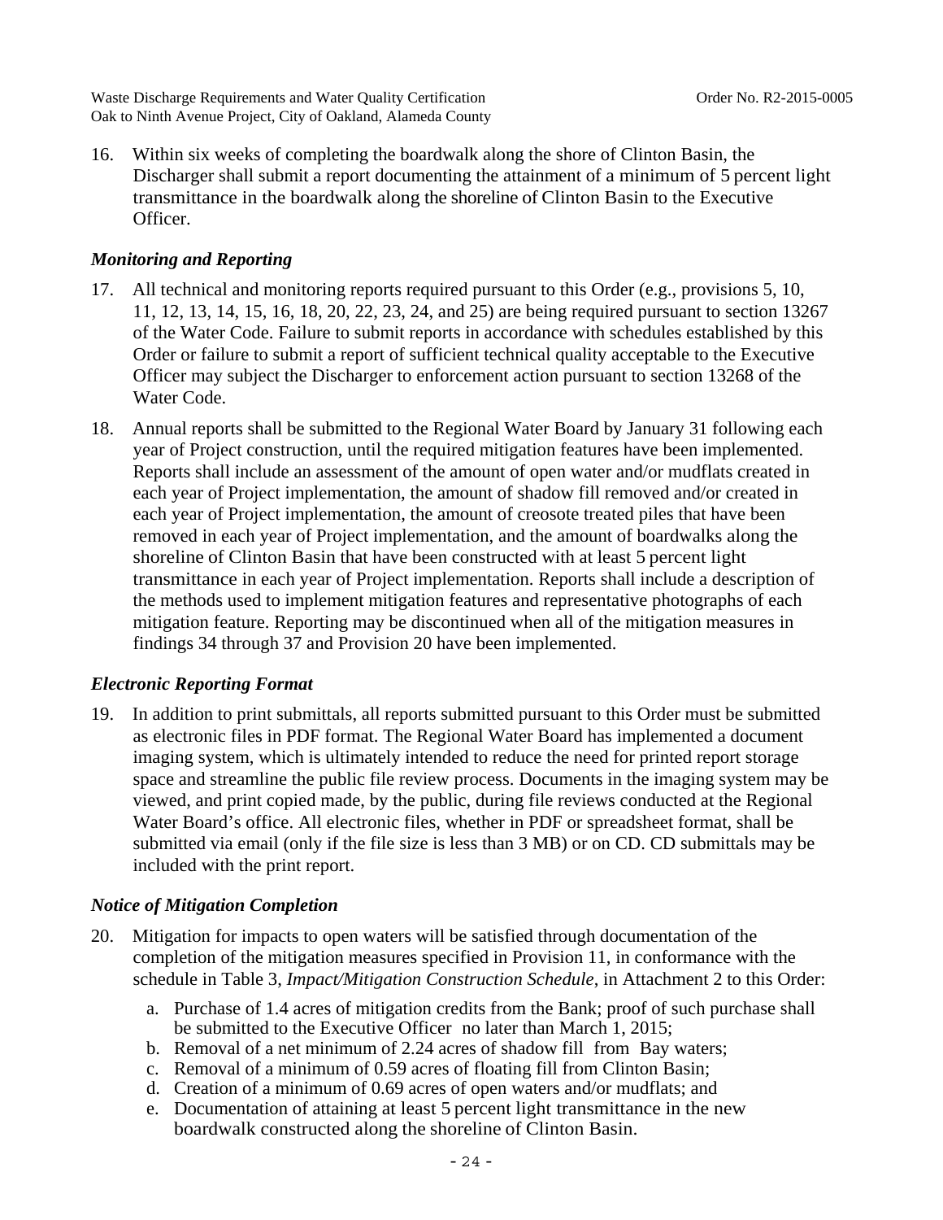16. Within six weeks of completing the boardwalk along the shore of Clinton Basin, the Discharger shall submit a report documenting the attainment of a minimum of 5 percent light transmittance in the boardwalk along the shoreline of Clinton Basin to the Executive Officer.

### *Monitoring and Reporting*

17. All technical and monitoring reports required pursuant to this Order (e.g., provisions 5, 10, 11, 12, 13, 14, 15, 16, 18, 20, 22, 23, 24, and 25) are being required pursuant to section 13267 of the Water Code. Failure to submit reports in accordance with schedules established by this Order or failure to submit a report of sufficient technical quality acceptable to the Executive Officer may subject the Discharger to enforcement action pursuant to section 13268 of the Water Code.

18. Annual reports shall be submitted to the Regional Water Board by January 31 following each year of Project construction, until the required mitigation features have been implemented. Reports shall include an assessment of the amount of open water and/or mudflats created in each year of Project implementation, the amount of shadow fill removed and/or created in each year of Project implementation, the amount of creosote treated piles that have been removed in each year of Project implementation, and the amount of boardwalks along the shoreline of Clinton Basin that have been constructed with at least 5 percent light transmittance in each year of Project implementation. Reports shall include a description of the methods used to implement mitigation features and representative photographs of each mitigation feature. Reporting may be discontinued when all of the mitigation measures in findings 34 through 37 and Provision 20 have been implemented.

### *Electronic Reporting Format*

19. In addition to print submittals, all reports submitted pursuant to this Order must be submitted as electronic files in PDF format. The Regional Water Board has implemented a document imaging system, which is ultimately intended to reduce the need for printed report storage space and streamline the public file review process. Documents in the imaging system may be viewed, and print copied made, by the public, during file reviews conducted at the Regional Water Board's office. All electronic files, whether in PDF or spreadsheet format, shall be submitted via email (only if the file size is less than 3 MB) or on CD. CD submittals may be included with the print report.

### *Notice of Mitigation Completion*

20. Mitigation for impacts to open waters will be satisfied through documentation of the completion of the mitigation measures specified in Provision 11, in conformance with the schedule in Table 3, *Impact/Mitigation Construction Schedule*, in Attachment 2 to this Order:

    a. Purchase of 1.4 acres of mitigation credits from the Bank; proof of such purchase shall be submitted to the Executive Officer no later than March 1, 2015;
    b. Removal of a net minimum of 2.24 acres of shadow fill from Bay waters;
    c. Removal of a minimum of 0.59 acres of floating fill from Clinton Basin;
    d. Creation of a minimum of 0.69 acres of open waters and/or mudflats; and
    e. Documentation of attaining at least 5 percent light transmittance in the new boardwalk constructed along the shoreline of Clinton Basin.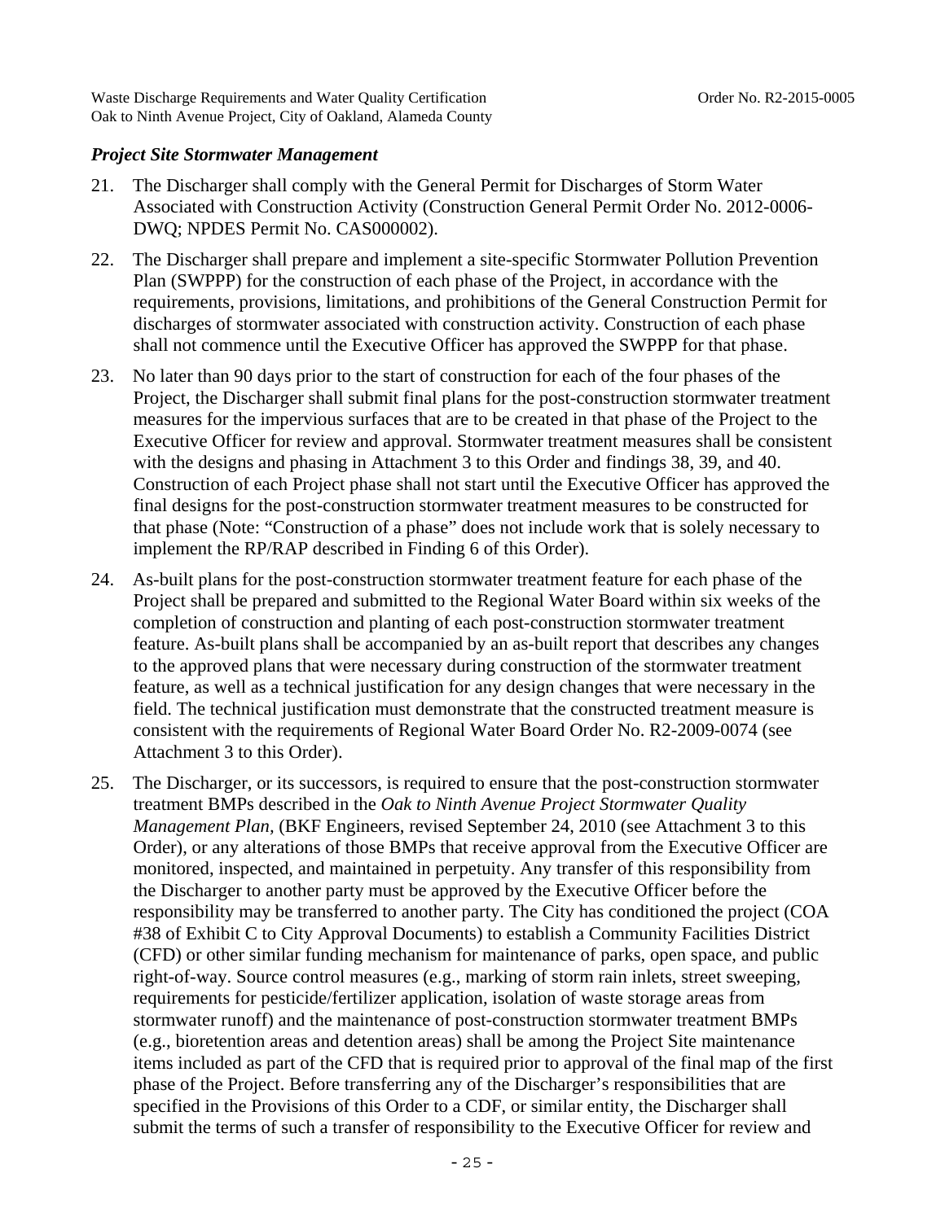### *Project Site Stormwater Management*

21. The Discharger shall comply with the General Permit for Discharges of Storm Water Associated with Construction Activity (Construction General Permit Order No. 2012-0006-DWQ; NPDES Permit No. CAS000002).

22. The Discharger shall prepare and implement a site-specific Stormwater Pollution Prevention Plan (SWPPP) for the construction of each phase of the Project, in accordance with the requirements, provisions, limitations, and prohibitions of the General Construction Permit for discharges of stormwater associated with construction activity. Construction of each phase shall not commence until the Executive Officer has approved the SWPPP for that phase.

23. No later than 90 days prior to the start of construction for each of the four phases of the Project, the Discharger shall submit final plans for the post-construction stormwater treatment measures for the impervious surfaces that are to be created in that phase of the Project to the Executive Officer for review and approval. Stormwater treatment measures shall be consistent with the designs and phasing in Attachment 3 to this Order and findings 38, 39, and 40. Construction of each Project phase shall not start until the Executive Officer has approved the final designs for the post-construction stormwater treatment measures to be constructed for that phase (Note: "Construction of a phase" does not include work that is solely necessary to implement the RP/RAP described in Finding 6 of this Order).

24. As-built plans for the post-construction stormwater treatment feature for each phase of the Project shall be prepared and submitted to the Regional Water Board within six weeks of the completion of construction and planting of each post-construction stormwater treatment feature. As-built plans shall be accompanied by an as-built report that describes any changes to the approved plans that were necessary during construction of the stormwater treatment feature, as well as a technical justification for any design changes that were necessary in the field. The technical justification must demonstrate that the constructed treatment measure is consistent with the requirements of Regional Water Board Order No. R2-2009-0074 (see Attachment 3 to this Order).

25. The Discharger, or its successors, is required to ensure that the post-construction stormwater treatment BMPs described in the *Oak to Ninth Avenue Project Stormwater Quality Management Plan*, (BKF Engineers, revised September 24, 2010 (see Attachment 3 to this Order), or any alterations of those BMPs that receive approval from the Executive Officer are monitored, inspected, and maintained in perpetuity. Any transfer of this responsibility from the Discharger to another party must be approved by the Executive Officer before the responsibility may be transferred to another party. The City has conditioned the project (COA #38 of Exhibit C to City Approval Documents) to establish a Community Facilities District (CFD) or other similar funding mechanism for maintenance of parks, open space, and public right-of-way. Source control measures (e.g., marking of storm rain inlets, street sweeping, requirements for pesticide/fertilizer application, isolation of waste storage areas from stormwater runoff) and the maintenance of post-construction stormwater treatment BMPs (e.g., bioretention areas and detention areas) shall be among the Project Site maintenance items included as part of the CFD that is required prior to approval of the final map of the first phase of the Project. Before transferring any of the Discharger's responsibilities that are specified in the Provisions of this Order to a CDF, or similar entity, the Discharger shall submit the terms of such a transfer of responsibility to the Executive Officer for review and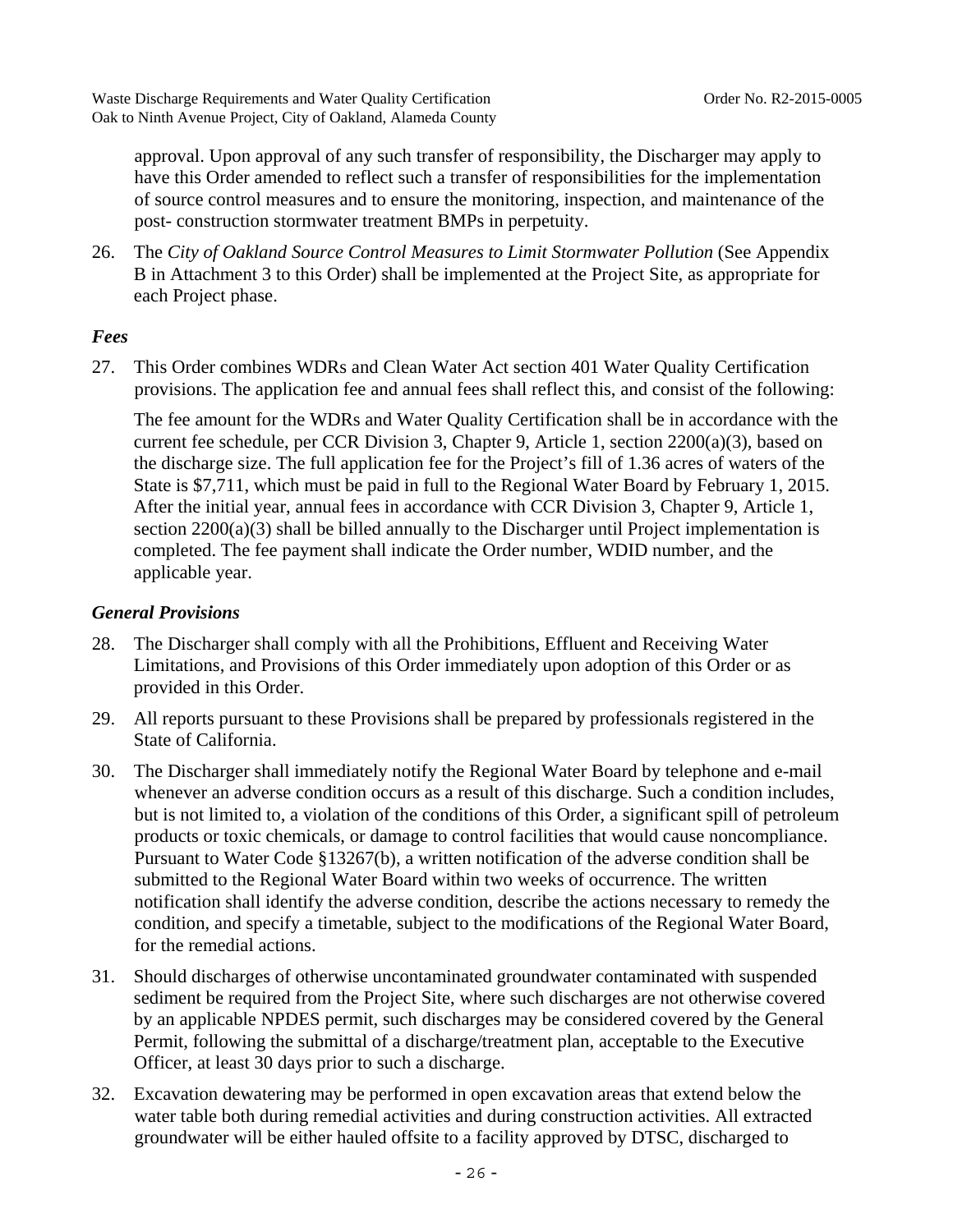approval. Upon approval of any such transfer of responsibility, the Discharger may apply to have this Order amended to reflect such a transfer of responsibilities for the implementation of source control measures and to ensure the monitoring, inspection, and maintenance of the post- construction stormwater treatment BMPs in perpetuity.

26. The *City of Oakland Source Control Measures to Limit Stormwater Pollution* (See Appendix B in Attachment 3 to this Order) shall be implemented at the Project Site, as appropriate for each Project phase.

### *Fees*

27. This Order combines WDRs and Clean Water Act section 401 Water Quality Certification provisions. The application fee and annual fees shall reflect this, and consist of the following:

    The fee amount for the WDRs and Water Quality Certification shall be in accordance with the current fee schedule, per CCR Division 3, Chapter 9, Article 1, section 2200(a)(3), based on the discharge size. The full application fee for the Project's fill of 1.36 acres of waters of the State is $7,711, which must be paid in full to the Regional Water Board by February 1, 2015. After the initial year, annual fees in accordance with CCR Division 3, Chapter 9, Article 1, section 2200(a)(3) shall be billed annually to the Discharger until Project implementation is completed. The fee payment shall indicate the Order number, WDID number, and the applicable year.

### *General Provisions*

28. The Discharger shall comply with all the Prohibitions, Effluent and Receiving Water Limitations, and Provisions of this Order immediately upon adoption of this Order or as provided in this Order.

29. All reports pursuant to these Provisions shall be prepared by professionals registered in the State of California.

30. The Discharger shall immediately notify the Regional Water Board by telephone and e-mail whenever an adverse condition occurs as a result of this discharge. Such a condition includes, but is not limited to, a violation of the conditions of this Order, a significant spill of petroleum products or toxic chemicals, or damage to control facilities that would cause noncompliance. Pursuant to Water Code §13267(b), a written notification of the adverse condition shall be submitted to the Regional Water Board within two weeks of occurrence. The written notification shall identify the adverse condition, describe the actions necessary to remedy the condition, and specify a timetable, subject to the modifications of the Regional Water Board, for the remedial actions.

31. Should discharges of otherwise uncontaminated groundwater contaminated with suspended sediment be required from the Project Site, where such discharges are not otherwise covered by an applicable NPDES permit, such discharges may be considered covered by the General Permit, following the submittal of a discharge/treatment plan, acceptable to the Executive Officer, at least 30 days prior to such a discharge.

32. Excavation dewatering may be performed in open excavation areas that extend below the water table both during remedial activities and during construction activities. All extracted groundwater will be either hauled offsite to a facility approved by DTSC, discharged to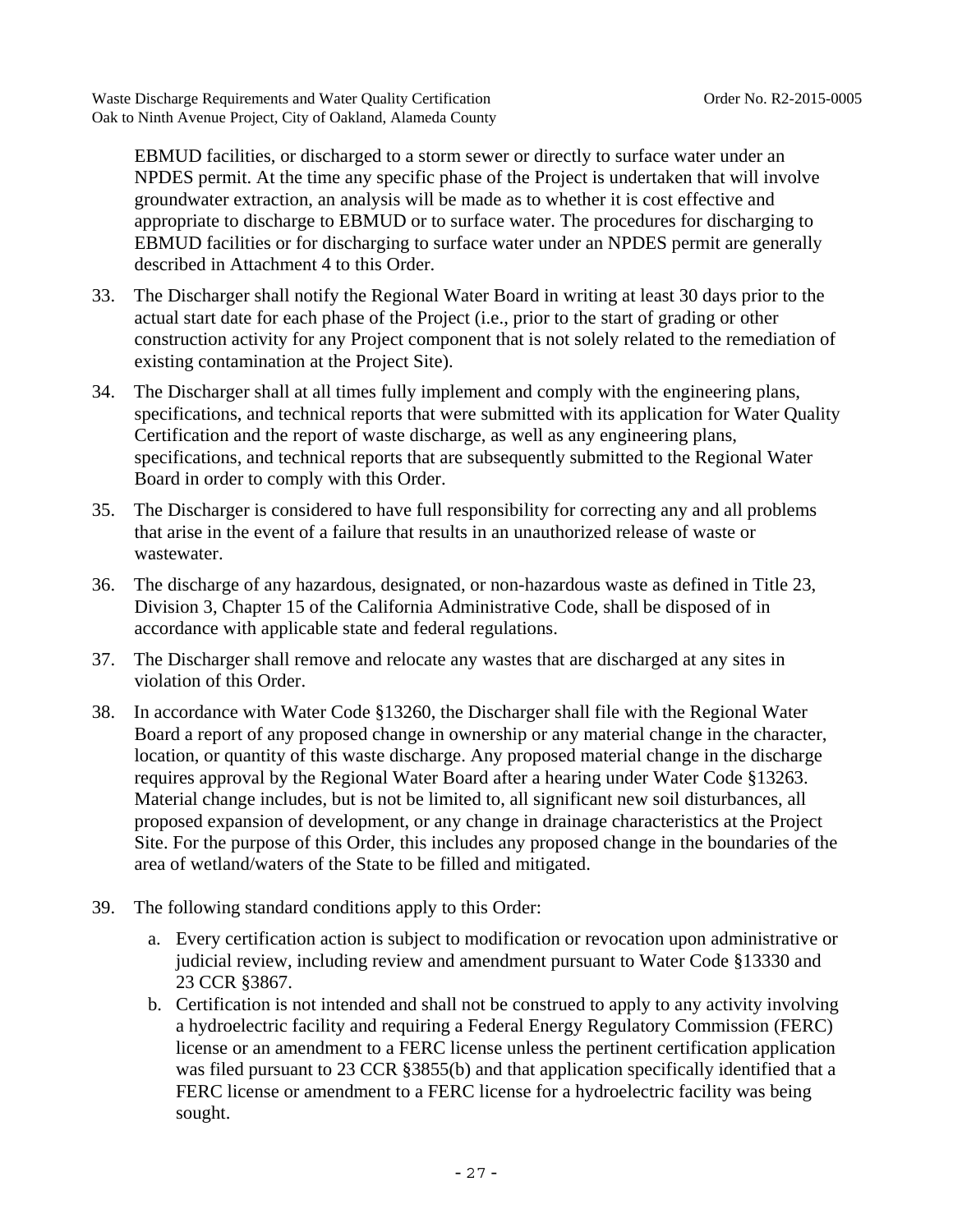EBMUD facilities, or discharged to a storm sewer or directly to surface water under an NPDES permit. At the time any specific phase of the Project is undertaken that will involve groundwater extraction, an analysis will be made as to whether it is cost effective and appropriate to discharge to EBMUD or to surface water. The procedures for discharging to EBMUD facilities or for discharging to surface water under an NPDES permit are generally described in Attachment 4 to this Order.

33. The Discharger shall notify the Regional Water Board in writing at least 30 days prior to the actual start date for each phase of the Project (i.e., prior to the start of grading or other construction activity for any Project component that is not solely related to the remediation of existing contamination at the Project Site).

34. The Discharger shall at all times fully implement and comply with the engineering plans, specifications, and technical reports that were submitted with its application for Water Quality Certification and the report of waste discharge, as well as any engineering plans, specifications, and technical reports that are subsequently submitted to the Regional Water Board in order to comply with this Order.

35. The Discharger is considered to have full responsibility for correcting any and all problems that arise in the event of a failure that results in an unauthorized release of waste or wastewater.

36. The discharge of any hazardous, designated, or non-hazardous waste as defined in Title 23, Division 3, Chapter 15 of the California Administrative Code, shall be disposed of in accordance with applicable state and federal regulations.

37. The Discharger shall remove and relocate any wastes that are discharged at any sites in violation of this Order.

38. In accordance with Water Code §13260, the Discharger shall file with the Regional Water Board a report of any proposed change in ownership or any material change in the character, location, or quantity of this waste discharge. Any proposed material change in the discharge requires approval by the Regional Water Board after a hearing under Water Code §13263. Material change includes, but is not be limited to, all significant new soil disturbances, all proposed expansion of development, or any change in drainage characteristics at the Project Site. For the purpose of this Order, this includes any proposed change in the boundaries of the area of wetland/waters of the State to be filled and mitigated.

39. The following standard conditions apply to this Order:

    a. Every certification action is subject to modification or revocation upon administrative or judicial review, including review and amendment pursuant to Water Code §13330 and 23 CCR §3867.

    b. Certification is not intended and shall not be construed to apply to any activity involving a hydroelectric facility and requiring a Federal Energy Regulatory Commission (FERC) license or an amendment to a FERC license unless the pertinent certification application was filed pursuant to 23 CCR §3855(b) and that application specifically identified that a FERC license or amendment to a FERC license for a hydroelectric facility was being sought.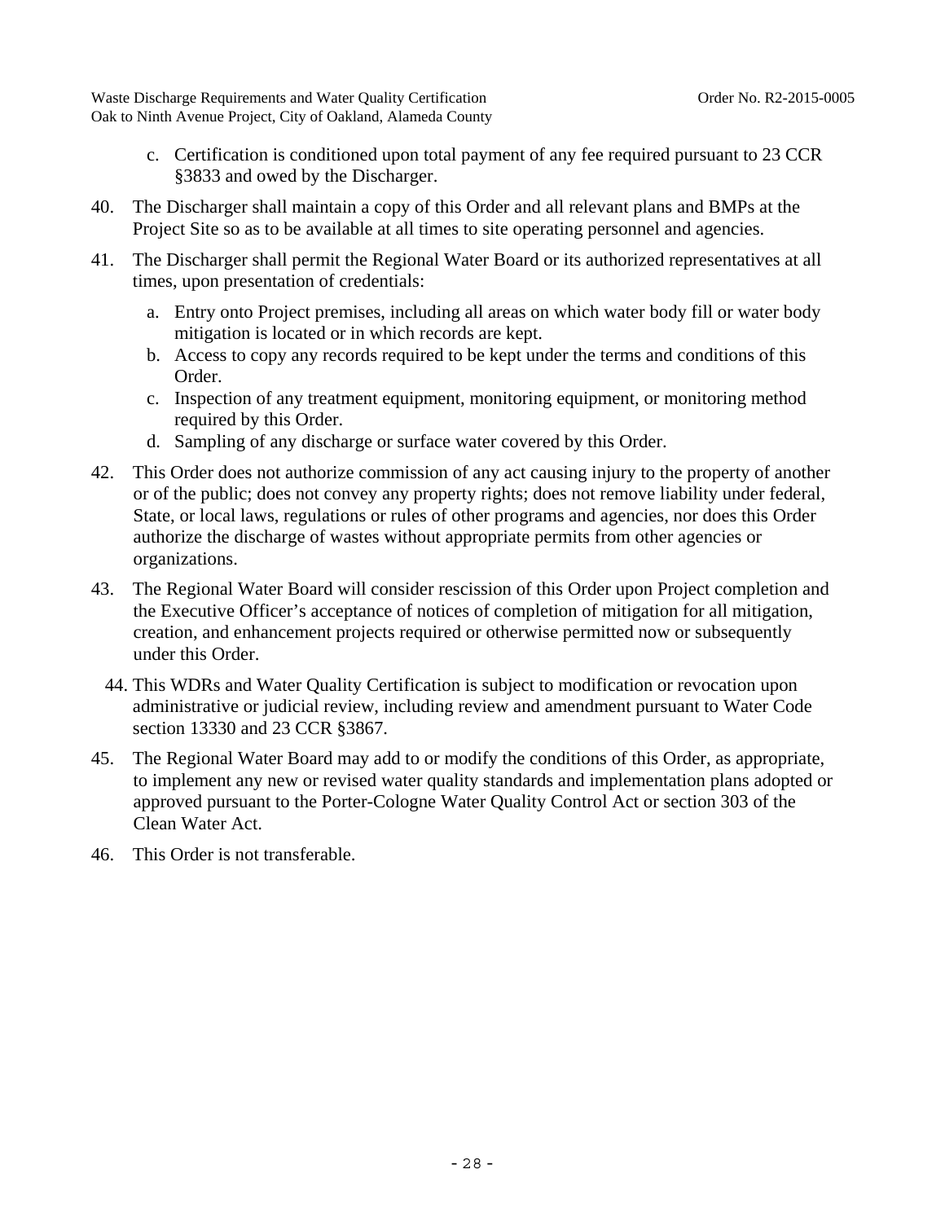c. Certification is conditioned upon total payment of any fee required pursuant to 23 CCR §3833 and owed by the Discharger.

40. The Discharger shall maintain a copy of this Order and all relevant plans and BMPs at the Project Site so as to be available at all times to site operating personnel and agencies.

41. The Discharger shall permit the Regional Water Board or its authorized representatives at all times, upon presentation of credentials:

    a. Entry onto Project premises, including all areas on which water body fill or water body mitigation is located or in which records are kept.
    b. Access to copy any records required to be kept under the terms and conditions of this Order.
    c. Inspection of any treatment equipment, monitoring equipment, or monitoring method required by this Order.
    d. Sampling of any discharge or surface water covered by this Order.

42. This Order does not authorize commission of any act causing injury to the property of another or of the public; does not convey any property rights; does not remove liability under federal, State, or local laws, regulations or rules of other programs and agencies, nor does this Order authorize the discharge of wastes without appropriate permits from other agencies or organizations.

43. The Regional Water Board will consider rescission of this Order upon Project completion and the Executive Officer's acceptance of notices of completion of mitigation for all mitigation, creation, and enhancement projects required or otherwise permitted now or subsequently under this Order.

44. This WDRs and Water Quality Certification is subject to modification or revocation upon administrative or judicial review, including review and amendment pursuant to Water Code section 13330 and 23 CCR §3867.

45. The Regional Water Board may add to or modify the conditions of this Order, as appropriate, to implement any new or revised water quality standards and implementation plans adopted or approved pursuant to the Porter-Cologne Water Quality Control Act or section 303 of the Clean Water Act.

46. This Order is not transferable.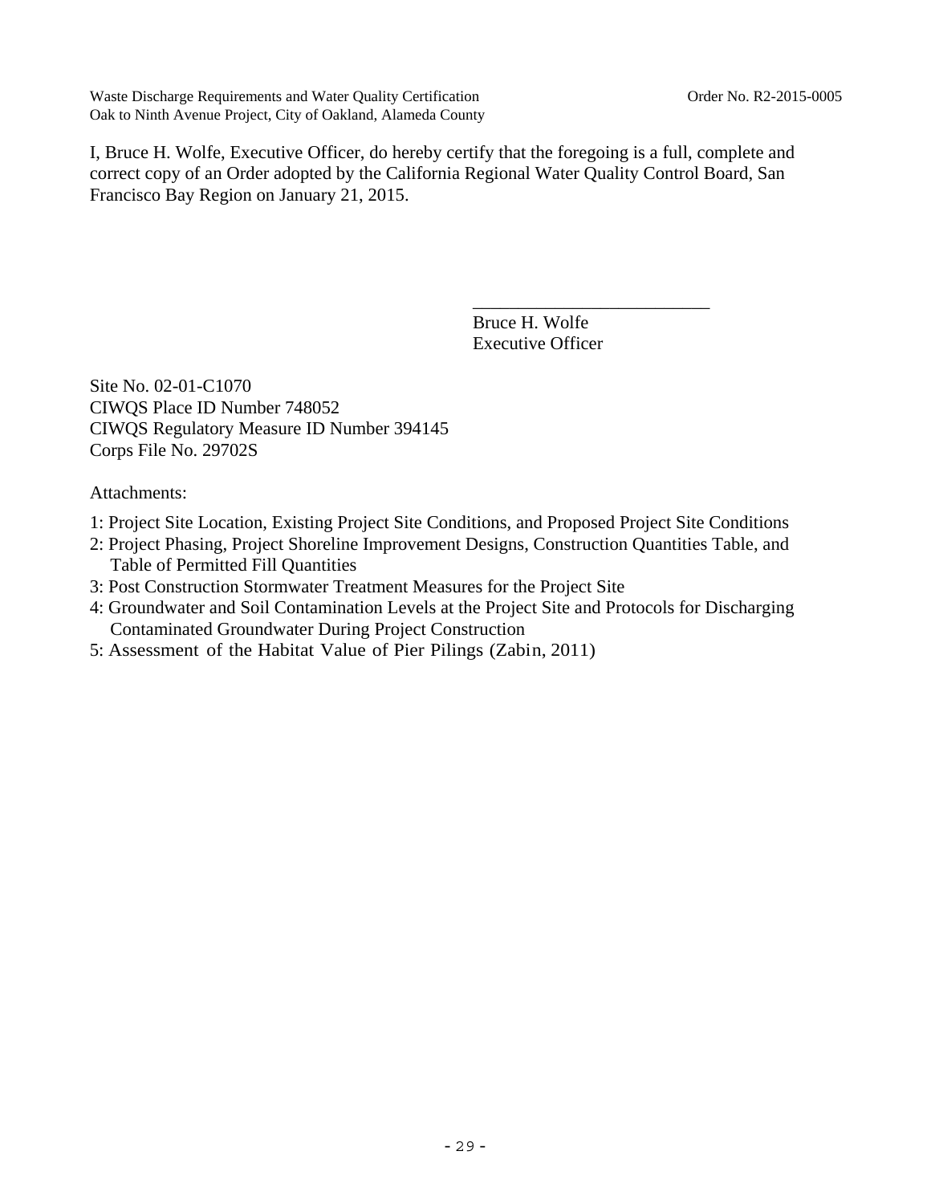I, Bruce H. Wolfe, Executive Officer, do hereby certify that the foregoing is a full, complete and correct copy of an Order adopted by the California Regional Water Quality Control Board, San Francisco Bay Region on January 21, 2015.

\_\_\_\_\_\_\_\_\_\_\_\_\_\_\_\_\_\_\_\_\_\_\_\_\_\_\_
Bruce H. Wolfe
Executive Officer

Site No. 02-01-C1070
CIWQS Place ID Number 748052
CIWQS Regulatory Measure ID Number 394145
Corps File No. 29702S

Attachments:

1: Project Site Location, Existing Project Site Conditions, and Proposed Project Site Conditions
2: Project Phasing, Project Shoreline Improvement Designs, Construction Quantities Table, and Table of Permitted Fill Quantities
3: Post Construction Stormwater Treatment Measures for the Project Site
4: Groundwater and Soil Contamination Levels at the Project Site and Protocols for Discharging Contaminated Groundwater During Project Construction
5: Assessment of the Habitat Value of Pier Pilings (Zabin, 2011)